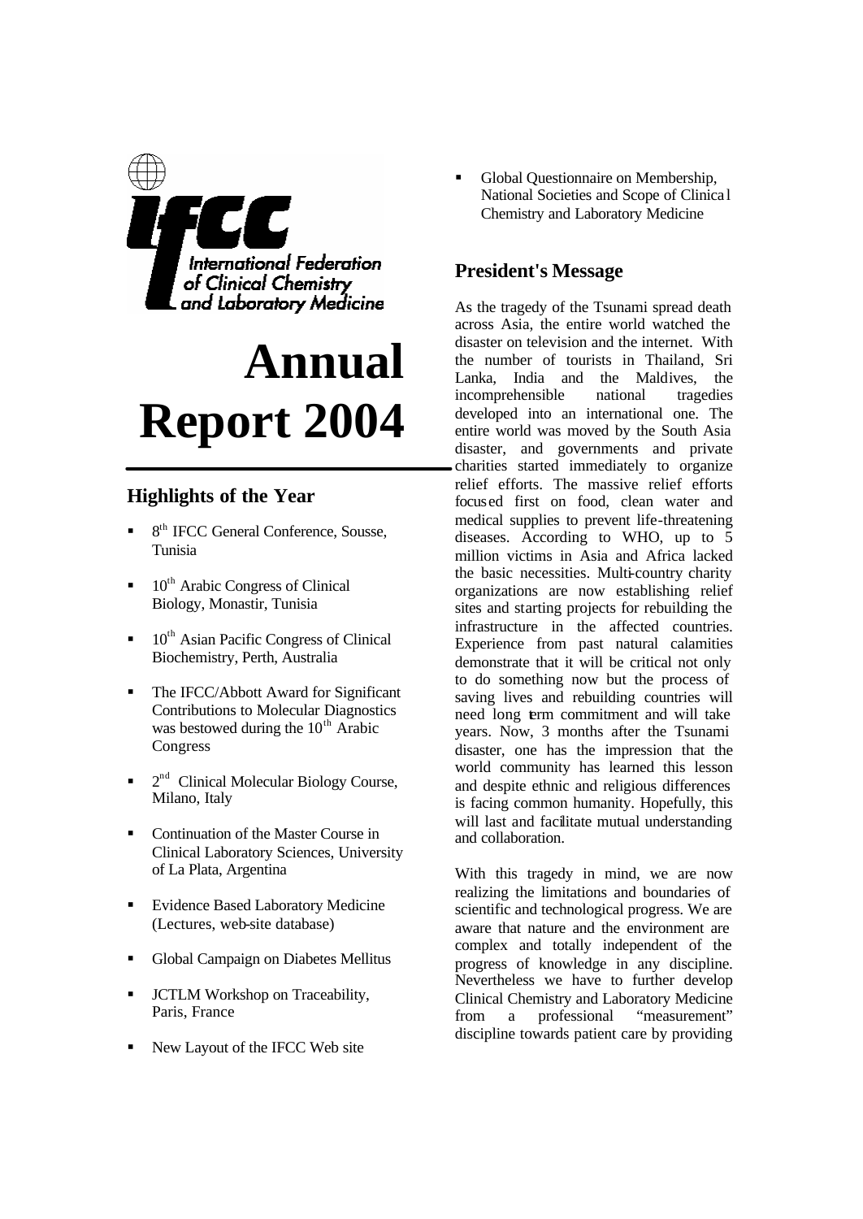International Federation of Clinical Chemistry and Laboratory Medicine

# Annual Report 2004

## Highlights of the Year

- 8th IFCC General Conference, Sousse, Tunisia
- 10th Arabic Congress of Clinical Biology, Monastir, Tunisia
- 10th Asian Pacific Congress of Clinical Biochemistry, Perth, Australia
- The IFCC/Abbott Award for Significant Contributions to Molecular Diagnostics was bestowed during the 10th Arabic Congress
- 2nd Clinical Molecular Biology Course, Milano, Italy
- Continuation of the Master Course in Clinical Laboratory Sciences, University of La Plata, Argentina
- Evidence Based Laboratory Medicine (Lectures, web-site database)
- Global Campaign on Diabetes Mellitus
- JCTLM Workshop on Traceability, Paris, France
- New Layout of the IFCC Web site
- Global Questionnaire on Membership, National Societies and Scope of Clinical Chemistry and Laboratory Medicine

## President's Message

As the tragedy of the Tsunami spread death across Asia, the entire world watched the disaster on television and the internet. With the number of tourists in Thailand, Sri Lanka, India and the Maldives, the incomprehensible national tragedies developed into an international one. The entire world was moved by the South Asia disaster, and governments and private charities started immediately to organize relief efforts. The massive relief efforts focused first on food, clean water and medical supplies to prevent life-threatening diseases. According to WHO, up to 5 million victims in Asia and Africa lacked the basic necessities. Multi-country charity organizations are now establishing relief sites and starting projects for rebuilding the infrastructure in the affected countries. Experience from past natural calamities demonstrate that it will be critical not only to do something now but the process of saving lives and rebuilding countries will need long term commitment and will take years. Now, 3 months after the Tsunami disaster, one has the impression that the world community has learned this lesson and despite ethnic and religious differences is facing common humanity. Hopefully, this will last and facilitate mutual understanding and collaboration.

With this tragedy in mind, we are now realizing the limitations and boundaries of scientific and technological progress. We are aware that nature and the environment are complex and totally independent of the progress of knowledge in any discipline. Nevertheless we have to further develop Clinical Chemistry and Laboratory Medicine from a professional "measurement" discipline towards patient care by providing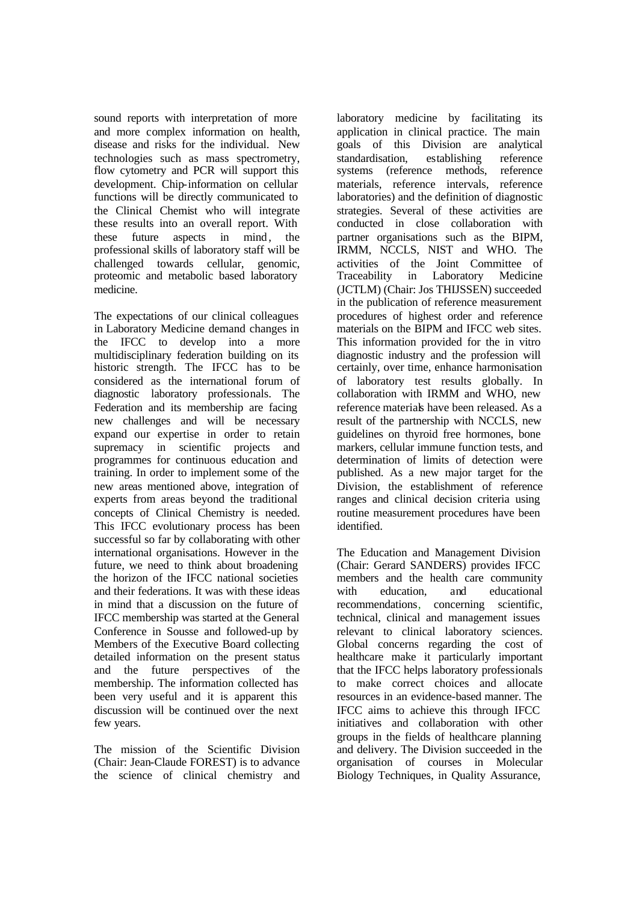sound reports with interpretation of more and more complex information on health, disease and risks for the individual. New technologies such as mass spectrometry, flow cytometry and PCR will support this development. Chip-information on cellular functions will be directly communicated to the Clinical Chemist who will integrate these results into an overall report. With these future aspects in mind, the professional skills of laboratory staff will be challenged towards cellular, genomic, proteomic and metabolic based laboratory medicine.

The expectations of our clinical colleagues in Laboratory Medicine demand changes in the IFCC to develop into a more multidisciplinary federation building on its historic strength. The IFCC has to be considered as the international forum of diagnostic laboratory professionals. The Federation and its membership are facing new challenges and will be necessary expand our expertise in order to retain supremacy in scientific projects and programmes for continuous education and training. In order to implement some of the new areas mentioned above, integration of experts from areas beyond the traditional concepts of Clinical Chemistry is needed. This IFCC evolutionary process has been successful so far by collaborating with other international organisations. However in the future, we need to think about broadening the horizon of the IFCC national societies and their federations. It was with these ideas in mind that a discussion on the future of IFCC membership was started at the General Conference in Sousse and followed-up by Members of the Executive Board collecting detailed information on the present status and the future perspectives of the membership. The information collected has been very useful and it is apparent this discussion will be continued over the next few years.

The mission of the Scientific Division (Chair: Jean-Claude FOREST) is to advance the science of clinical chemistry and laboratory medicine by facilitating its application in clinical practice. The main goals of this Division are analytical standardisation, establishing reference systems (reference methods, reference materials, reference intervals, reference laboratories) and the definition of diagnostic strategies. Several of these activities are conducted in close collaboration with partner organisations such as the BIPM, IRMM, NCCLS, NIST and WHO. The activities of the Joint Committee of Traceability in Laboratory Medicine (JCTLM) (Chair: Jos THIJSSEN) succeeded in the publication of reference measurement procedures of highest order and reference materials on the BIPM and IFCC web sites. This information provided for the in vitro diagnostic industry and the profession will certainly, over time, enhance harmonisation of laboratory test results globally. In collaboration with IRMM and WHO, new reference materials have been released. As a result of the partnership with NCCLS, new guidelines on thyroid free hormones, bone markers, cellular immune function tests, and determination of limits of detection were published. As a new major target for the Division, the establishment of reference ranges and clinical decision criteria using routine measurement procedures have been identified.

The Education and Management Division (Chair: Gerard SANDERS) provides IFCC members and the health care community with education, and educational recommendations, concerning scientific, technical, clinical and management issues relevant to clinical laboratory sciences. Global concerns regarding the cost of healthcare make it particularly important that the IFCC helps laboratory professionals to make correct choices and allocate resources in an evidence-based manner. The IFCC aims to achieve this through IFCC initiatives and collaboration with other groups in the fields of healthcare planning and delivery. The Division succeeded in the organisation of courses in Molecular Biology Techniques, in Quality Assurance,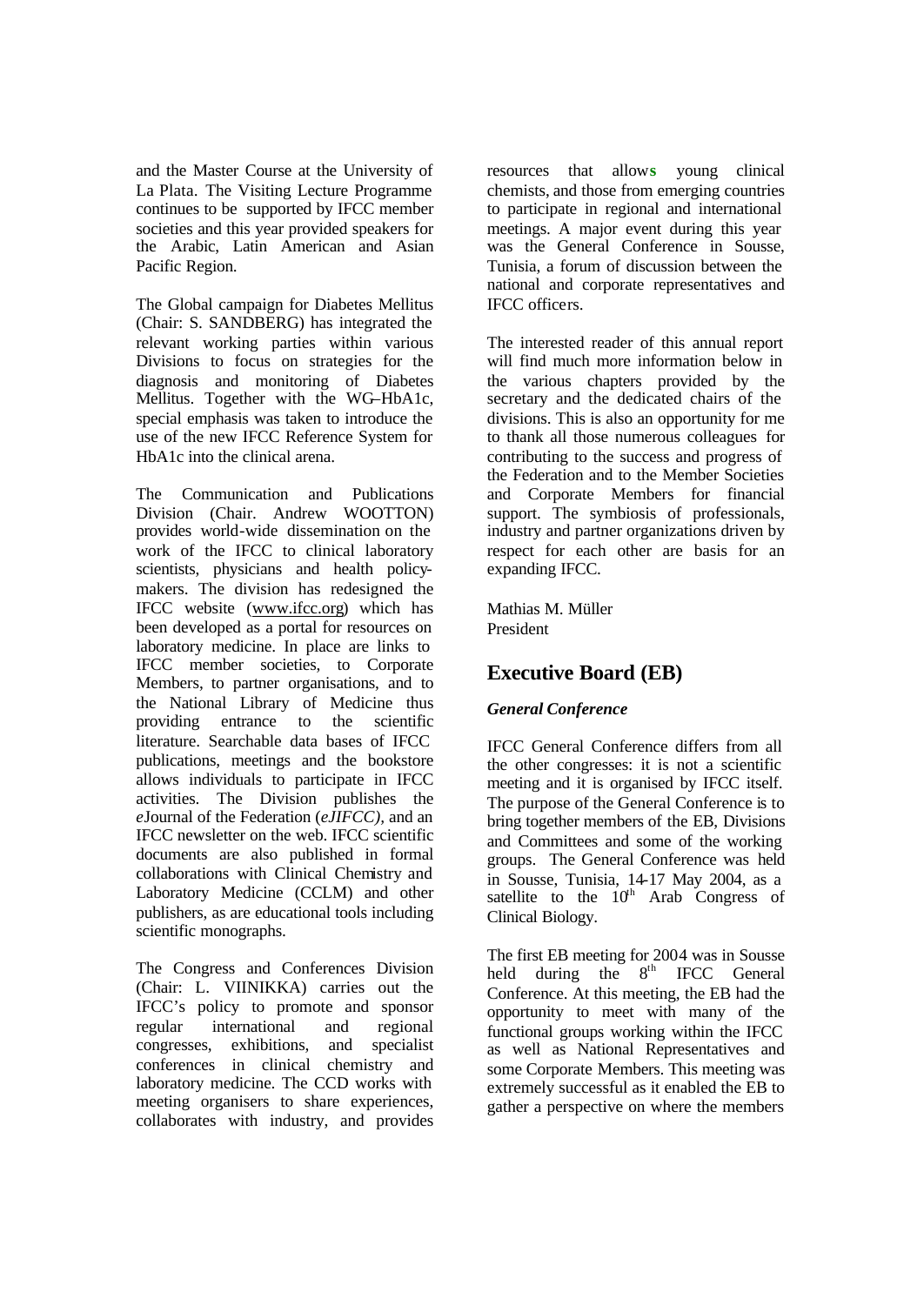and the Master Course at the University of La Plata. The Visiting Lecture Programme continues to be supported by IFCC member societies and this year provided speakers for the Arabic, Latin American and Asian Pacific Region.

The Global campaign for Diabetes Mellitus (Chair: S. SANDBERG) has integrated the relevant working parties within various Divisions to focus on strategies for the diagnosis and monitoring of Diabetes Mellitus. Together with the WG–HbA1c, special emphasis was taken to introduce the use of the new IFCC Reference System for HbA1c into the clinical arena.

The Communication and Publications Division (Chair. Andrew WOOTTON) provides world-wide dissemination on the work of the IFCC to clinical laboratory scientists, physicians and health policy-makers. The division has redesigned the IFCC website (www.ifcc.org) which has been developed as a portal for resources on laboratory medicine. In place are links to IFCC member societies, to Corporate Members, to partner organisations, and to the National Library of Medicine thus providing entrance to the scientific literature. Searchable data bases of IFCC publications, meetings and the bookstore allows individuals to participate in IFCC activities. The Division publishes the *e*Journal of the Federation (*eJIFCC)*, and an IFCC newsletter on the web. IFCC scientific documents are also published in formal collaborations with Clinical Chemistry and Laboratory Medicine (CCLM) and other publishers, as are educational tools including scientific monographs.

The Congress and Conferences Division (Chair: L. VIINIKKA) carries out the IFCC's policy to promote and sponsor regular international and regional congresses, exhibitions, and specialist conferences in clinical chemistry and laboratory medicine. The CCD works with meeting organisers to share experiences, collaborates with industry, and provides resources that allows young clinical chemists, and those from emerging countries to participate in regional and international meetings. A major event during this year was the General Conference in Sousse, Tunisia, a forum of discussion between the national and corporate representatives and IFCC officers.

The interested reader of this annual report will find much more information below in the various chapters provided by the secretary and the dedicated chairs of the divisions. This is also an opportunity for me to thank all those numerous colleagues for contributing to the success and progress of the Federation and to the Member Societies and Corporate Members for financial support. The symbiosis of professionals, industry and partner organizations driven by respect for each other are basis for an expanding IFCC.

Mathias M. Müller
President

## Executive Board (EB)

### *General Conference*

IFCC General Conference differs from all the other congresses: it is not a scientific meeting and it is organised by IFCC itself. The purpose of the General Conference is to bring together members of the EB, Divisions and Committees and some of the working groups. The General Conference was held in Sousse, Tunisia, 14-17 May 2004, as a satellite to the 10th Arab Congress of Clinical Biology.

The first EB meeting for 2004 was in Sousse held during the 8th IFCC General Conference. At this meeting, the EB had the opportunity to meet with many of the functional groups working within the IFCC as well as National Representatives and some Corporate Members. This meeting was extremely successful as it enabled the EB to gather a perspective on where the members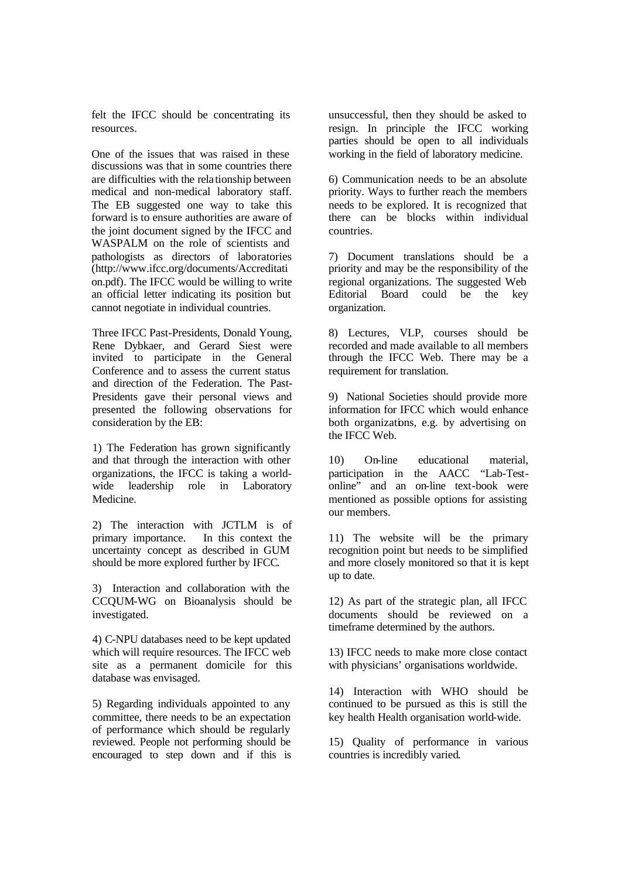felt the IFCC should be concentrating its resources.

One of the issues that was raised in these discussions was that in some countries there are difficulties with the relationship between medical and non-medical laboratory staff. The EB suggested one way to take this forward is to ensure authorities are aware of the joint document signed by the IFCC and WASPALM on the role of scientists and pathologists as directors of laboratories (http://www.ifcc.org/documents/Accreditation.pdf). The IFCC would be willing to write an official letter indicating its position but cannot negotiate in individual countries.

Three IFCC Past-Presidents, Donald Young, Rene Dybkaer, and Gerard Siest were invited to participate in the General Conference and to assess the current status and direction of the Federation. The Past-Presidents gave their personal views and presented the following observations for consideration by the EB:

1) The Federation has grown significantly and that through the interaction with other organizations, the IFCC is taking a world-wide leadership role in Laboratory Medicine.

2) The interaction with JCTLM is of primary importance. In this context the uncertainty concept as described in GUM should be more explored further by IFCC.

3) Interaction and collaboration with the CCQUM-WG on Bioanalysis should be investigated.

4) C-NPU databases need to be kept updated which will require resources. The IFCC web site as a permanent domicile for this database was envisaged.

5) Regarding individuals appointed to any committee, there needs to be an expectation of performance which should be regularly reviewed. People not performing should be encouraged to step down and if this is unsuccessful, then they should be asked to resign. In principle the IFCC working parties should be open to all individuals working in the field of laboratory medicine.

6) Communication needs to be an absolute priority. Ways to further reach the members needs to be explored. It is recognized that there can be blocks within individual countries.

7) Document translations should be a priority and may be the responsibility of the regional organizations. The suggested Web Editorial Board could be the key organization.

8) Lectures, VLP, courses should be recorded and made available to all members through the IFCC Web. There may be a requirement for translation.

9) National Societies should provide more information for IFCC which would enhance both organizations, e.g. by advertising on the IFCC Web.

10) On-line educational material, participation in the AACC "Lab-Test-online" and an on-line text-book were mentioned as possible options for assisting our members.

11) The website will be the primary recognition point but needs to be simplified and more closely monitored so that it is kept up to date.

12) As part of the strategic plan, all IFCC documents should be reviewed on a timeframe determined by the authors.

13) IFCC needs to make more close contact with physicians' organisations worldwide.

14) Interaction with WHO should be continued to be pursued as this is still the key health Health organisation world-wide.

15) Quality of performance in various countries is incredibly varied.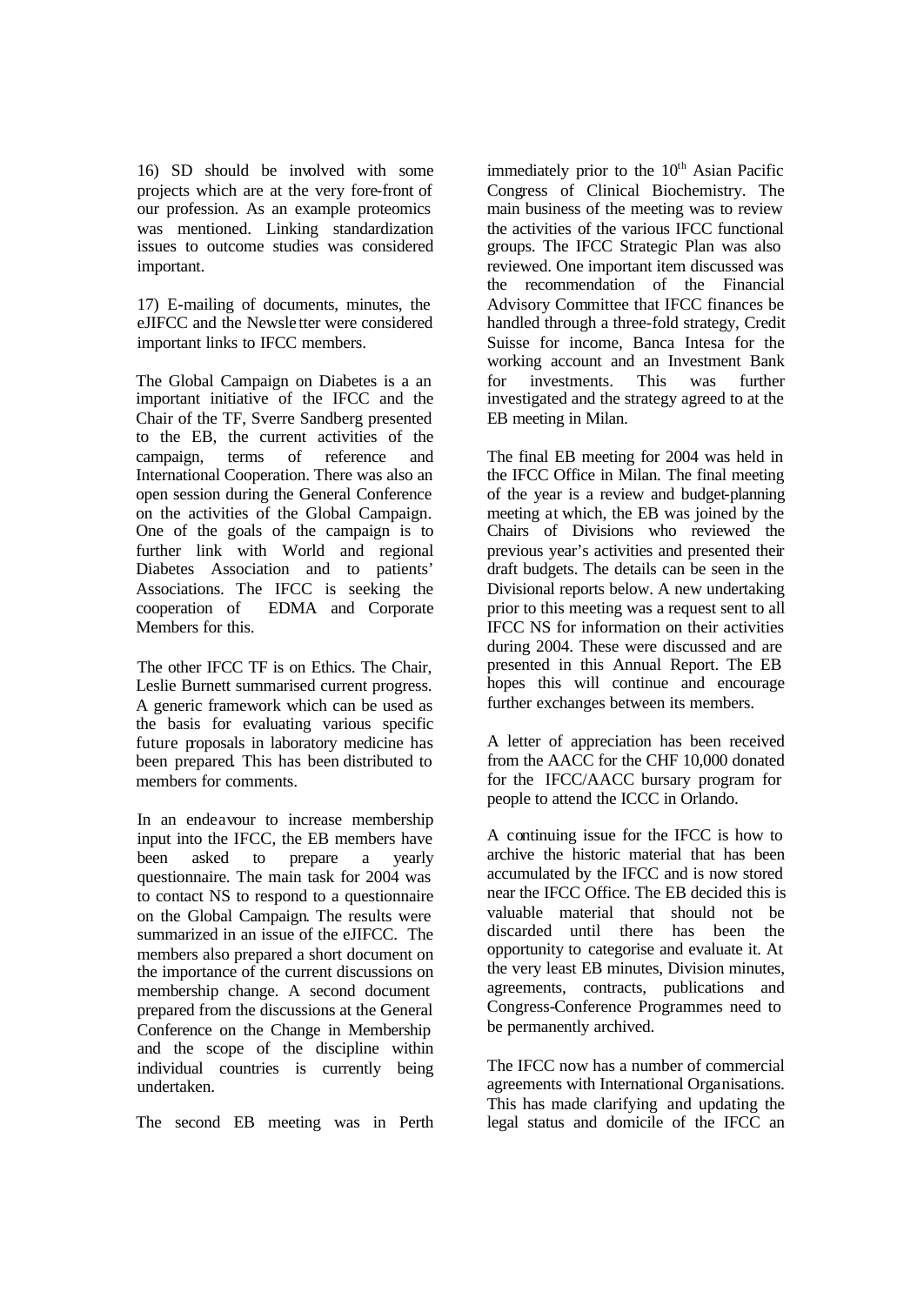16) SD should be involved with some projects which are at the very fore-front of our profession. As an example proteomics was mentioned. Linking standardization issues to outcome studies was considered important.

17) E-mailing of documents, minutes, the eJIFCC and the Newsletter were considered important links to IFCC members.

The Global Campaign on Diabetes is a an important initiative of the IFCC and the Chair of the TF, Sverre Sandberg presented to the EB, the current activities of the campaign, terms of reference and International Cooperation. There was also an open session during the General Conference on the activities of the Global Campaign. One of the goals of the campaign is to further link with World and regional Diabetes Association and to patients' Associations. The IFCC is seeking the cooperation of EDMA and Corporate Members for this.

The other IFCC TF is on Ethics. The Chair, Leslie Burnett summarised current progress. A generic framework which can be used as the basis for evaluating various specific future proposals in laboratory medicine has been prepared. This has been distributed to members for comments.

In an endeavour to increase membership input into the IFCC, the EB members have been asked to prepare a yearly questionnaire. The main task for 2004 was to contact NS to respond to a questionnaire on the Global Campaign. The results were summarized in an issue of the eJIFCC. The members also prepared a short document on the importance of the current discussions on membership change. A second document prepared from the discussions at the General Conference on the Change in Membership and the scope of the discipline within individual countries is currently being undertaken.

The second EB meeting was in Perth immediately prior to the 10th Asian Pacific Congress of Clinical Biochemistry. The main business of the meeting was to review the activities of the various IFCC functional groups. The IFCC Strategic Plan was also reviewed. One important item discussed was the recommendation of the Financial Advisory Committee that IFCC finances be handled through a three-fold strategy, Credit Suisse for income, Banca Intesa for the working account and an Investment Bank for investments. This was further investigated and the strategy agreed to at the EB meeting in Milan.

The final EB meeting for 2004 was held in the IFCC Office in Milan. The final meeting of the year is a review and budget-planning meeting at which, the EB was joined by the Chairs of Divisions who reviewed the previous year's activities and presented their draft budgets. The details can be seen in the Divisional reports below. A new undertaking prior to this meeting was a request sent to all IFCC NS for information on their activities during 2004. These were discussed and are presented in this Annual Report. The EB hopes this will continue and encourage further exchanges between its members.

A letter of appreciation has been received from the AACC for the CHF 10,000 donated for the IFCC/AACC bursary program for people to attend the ICCC in Orlando.

A continuing issue for the IFCC is how to archive the historic material that has been accumulated by the IFCC and is now stored near the IFCC Office. The EB decided this is valuable material that should not be discarded until there has been the opportunity to categorise and evaluate it. At the very least EB minutes, Division minutes, agreements, contracts, publications and Congress-Conference Programmes need to be permanently archived.

The IFCC now has a number of commercial agreements with International Organisations. This has made clarifying and updating the legal status and domicile of the IFCC an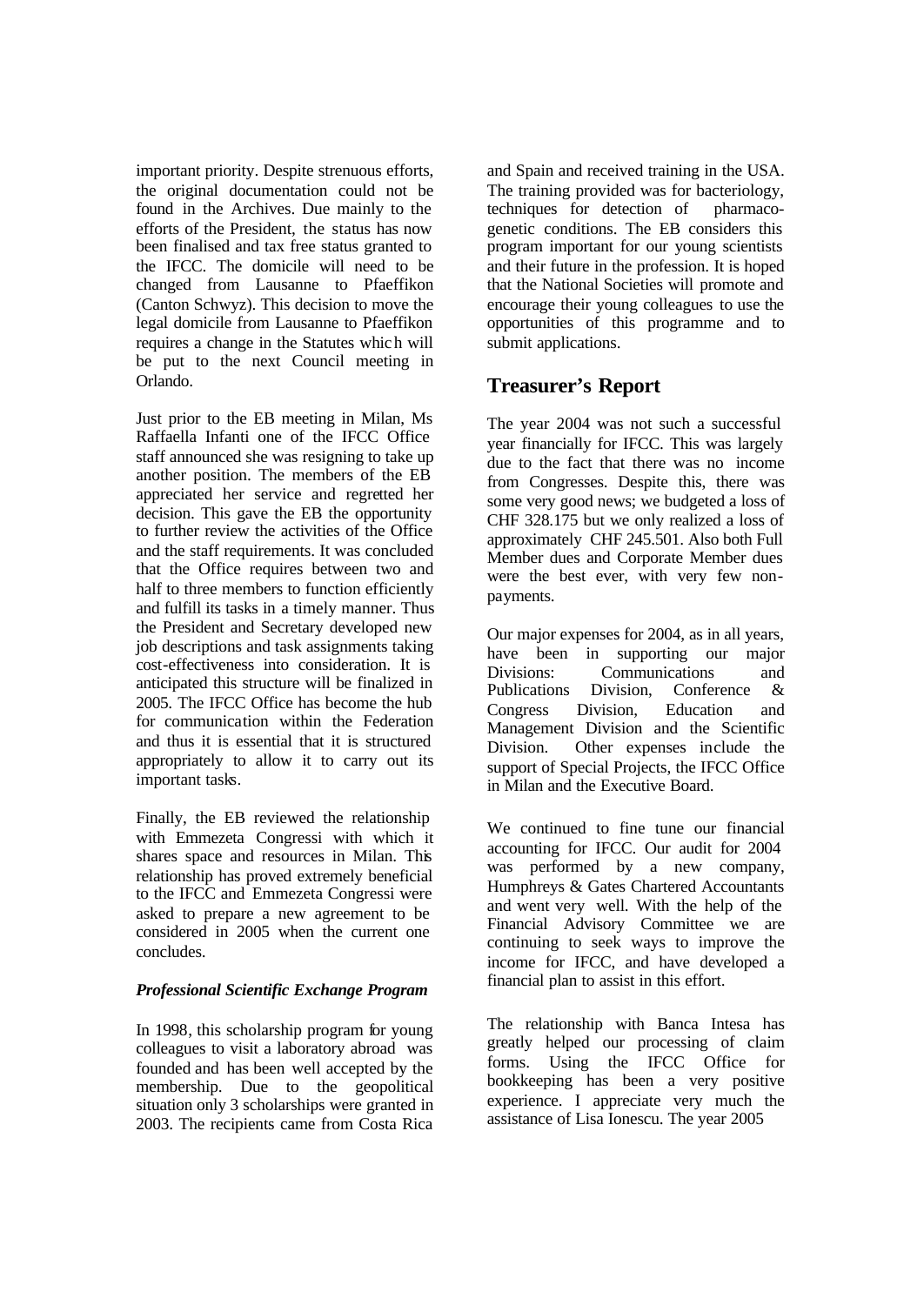important priority. Despite strenuous efforts, the original documentation could not be found in the Archives. Due mainly to the efforts of the President, the status has now been finalised and tax free status granted to the IFCC. The domicile will need to be changed from Lausanne to Pfaeffikon (Canton Schwyz). This decision to move the legal domicile from Lausanne to Pfaeffikon requires a change in the Statutes which will be put to the next Council meeting in Orlando.

Just prior to the EB meeting in Milan, Ms Raffaella Infanti one of the IFCC Office staff announced she was resigning to take up another position. The members of the EB appreciated her service and regretted her decision. This gave the EB the opportunity to further review the activities of the Office and the staff requirements. It was concluded that the Office requires between two and half to three members to function efficiently and fulfill its tasks in a timely manner. Thus the President and Secretary developed new job descriptions and task assignments taking cost-effectiveness into consideration. It is anticipated this structure will be finalized in 2005. The IFCC Office has become the hub for communication within the Federation and thus it is essential that it is structured appropriately to allow it to carry out its important tasks.

Finally, the EB reviewed the relationship with Emmezeta Congressi with which it shares space and resources in Milan. This relationship has proved extremely beneficial to the IFCC and Emmezeta Congressi were asked to prepare a new agreement to be considered in 2005 when the current one concludes.

***Professional Scientific Exchange Program***

In 1998, this scholarship program for young colleagues to visit a laboratory abroad was founded and has been well accepted by the membership. Due to the geopolitical situation only 3 scholarships were granted in 2003. The recipients came from Costa Rica and Spain and received training in the USA. The training provided was for bacteriology, techniques for detection of pharmaco-genetic conditions. The EB considers this program important for our young scientists and their future in the profession. It is hoped that the National Societies will promote and encourage their young colleagues to use the opportunities of this programme and to submit applications.

## Treasurer's Report

The year 2004 was not such a successful year financially for IFCC. This was largely due to the fact that there was no income from Congresses. Despite this, there was some very good news; we budgeted a loss of CHF 328.175 but we only realized a loss of approximately CHF 245.501. Also both Full Member dues and Corporate Member dues were the best ever, with very few non-payments.

Our major expenses for 2004, as in all years, have been in supporting our major Divisions: Communications and Publications Division, Conference & Congress Division, Education and Management Division and the Scientific Division. Other expenses include the support of Special Projects, the IFCC Office in Milan and the Executive Board.

We continued to fine tune our financial accounting for IFCC. Our audit for 2004 was performed by a new company, Humphreys & Gates Chartered Accountants and went very well. With the help of the Financial Advisory Committee we are continuing to seek ways to improve the income for IFCC, and have developed a financial plan to assist in this effort.

The relationship with Banca Intesa has greatly helped our processing of claim forms. Using the IFCC Office for bookkeeping has been a very positive experience. I appreciate very much the assistance of Lisa Ionescu. The year 2005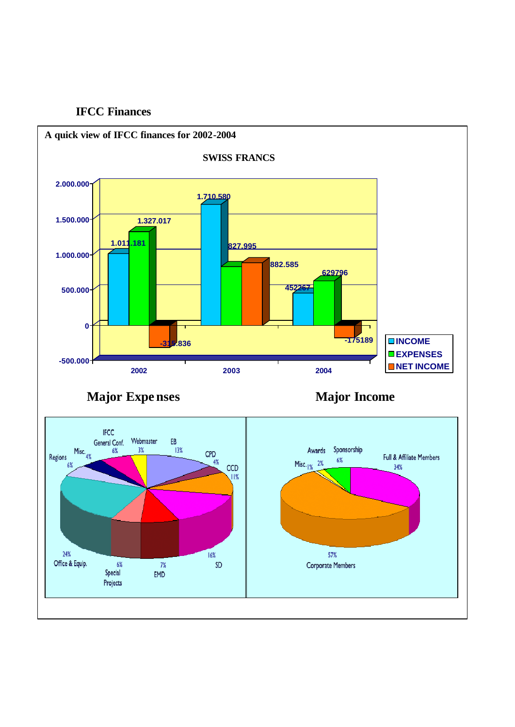## IFCC Finances

**A quick view of IFCC finances for 2002-2004**

**SWISS FRANCS**

| | 2002 | 2003 | 2004 |
|---|---|---|---|
| INCOME | 1.011.181 | 1.710.580 | 452267 |
| EXPENSES | 1.327.017 | 827.995 | 629796 |
| NET INCOME | -315.836 | 882.585 | -175189 |

### Major Expenses

| Item | % |
|---|---|
| EB | 13% |
| CPD | 4% |
| CCD | 11% |
| SD | 16% |
| EMD | 7% |
| Special Projects | 6% |
| Office & Equip. | 24% |
| Regions | 6% |
| Misc. | 4% |
| IFCC General Conf. | 6% |
| Webmaster | 3% |

### Major Income

| Item | % |
|---|---|
| Full & Affiliate Members | 34% |
| Corporate Members | 57% |
| Misc. | 1% |
| Awards | 2% |
| Sponsorship | 6% |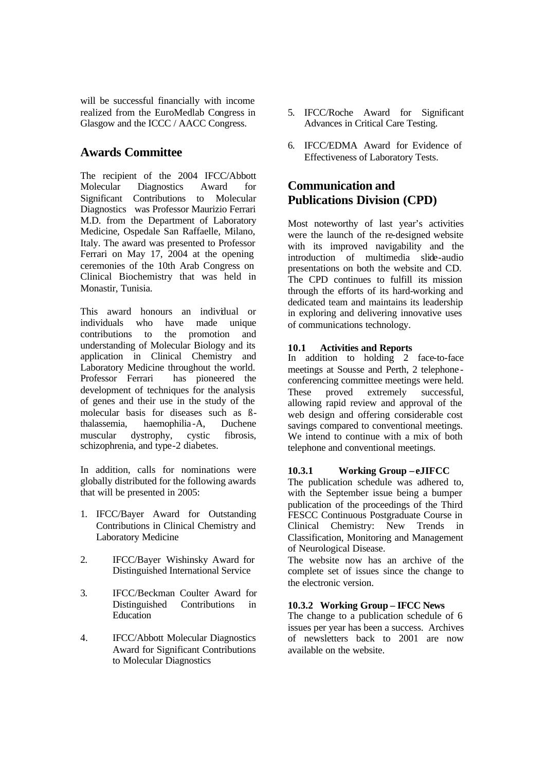will be successful financially with income realized from the EuroMedlab Congress in Glasgow and the ICCC / AACC Congress.

## Awards Committee

The recipient of the 2004 IFCC/Abbott Molecular Diagnostics Award for Significant Contributions to Molecular Diagnostics was Professor Maurizio Ferrari M.D. from the Department of Laboratory Medicine, Ospedale San Raffaelle, Milano, Italy. The award was presented to Professor Ferrari on May 17, 2004 at the opening ceremonies of the 10th Arab Congress on Clinical Biochemistry that was held in Monastir, Tunisia.

This award honours an individual or individuals who have made unique contributions to the promotion and understanding of Molecular Biology and its application in Clinical Chemistry and Laboratory Medicine throughout the world. Professor Ferrari has pioneered the development of techniques for the analysis of genes and their use in the study of the molecular basis for diseases such as ß-thalassemia, haemophilia-A, Duchene muscular dystrophy, cystic fibrosis, schizophrenia, and type-2 diabetes.

In addition, calls for nominations were globally distributed for the following awards that will be presented in 2005:

1. IFCC/Bayer Award for Outstanding Contributions in Clinical Chemistry and Laboratory Medicine
2. IFCC/Bayer Wishinsky Award for Distinguished International Service
3. IFCC/Beckman Coulter Award for Distinguished Contributions in Education
4. IFCC/Abbott Molecular Diagnostics Award for Significant Contributions to Molecular Diagnostics
5. IFCC/Roche Award for Significant Advances in Critical Care Testing.
6. IFCC/EDMA Award for Evidence of Effectiveness of Laboratory Tests.

## Communication and Publications Division (CPD)

Most noteworthy of last year's activities were the launch of the re-designed website with its improved navigability and the introduction of multimedia slide-audio presentations on both the website and CD. The CPD continues to fulfill its mission through the efforts of its hard-working and dedicated team and maintains its leadership in exploring and delivering innovative uses of communications technology.

**10.1 Activities and Reports**

In addition to holding 2 face-to-face meetings at Sousse and Perth, 2 telephone-conferencing committee meetings were held. These proved extremely successful, allowing rapid review and approval of the web design and offering considerable cost savings compared to conventional meetings. We intend to continue with a mix of both telephone and conventional meetings.

**10.3.1 Working Group – eJIFCC**

The publication schedule was adhered to, with the September issue being a bumper publication of the proceedings of the Third FESCC Continuous Postgraduate Course in Clinical Chemistry: New Trends in Classification, Monitoring and Management of Neurological Disease.

The website now has an archive of the complete set of issues since the change to the electronic version.

**10.3.2 Working Group – IFCC News**

The change to a publication schedule of 6 issues per year has been a success. Archives of newsletters back to 2001 are now available on the website.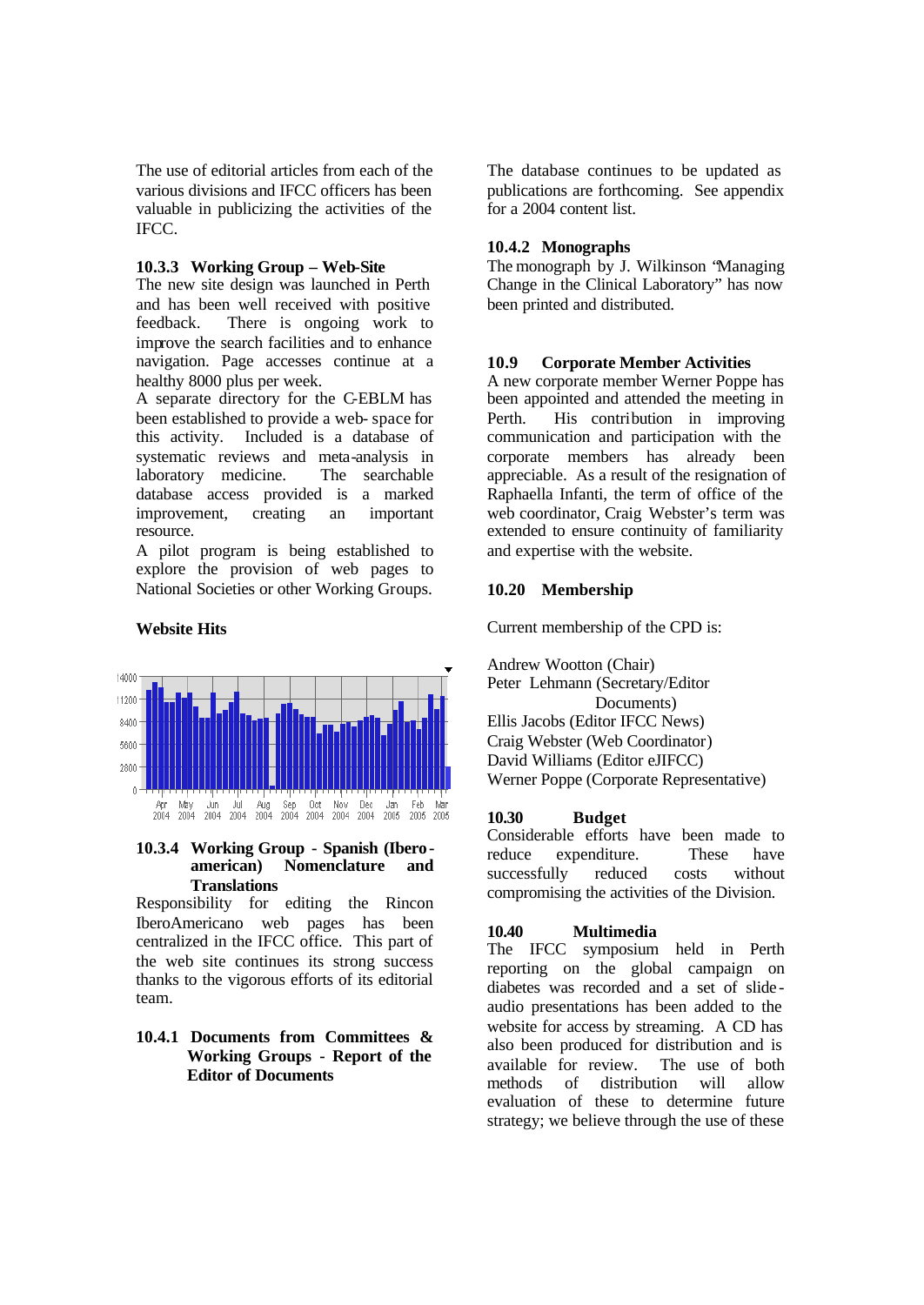The use of editorial articles from each of the various divisions and IFCC officers has been valuable in publicizing the activities of the IFCC.

### 10.3.3 Working Group – Web-Site

The new site design was launched in Perth and has been well received with positive feedback. There is ongoing work to improve the search facilities and to enhance navigation. Page accesses continue at a healthy 8000 plus per week.

A separate directory for the C-EBLM has been established to provide a web- space for this activity. Included is a database of systematic reviews and meta-analysis in laboratory medicine. The searchable database access provided is a marked improvement, creating an important resource.

A pilot program is being established to explore the provision of web pages to National Societies or other Working Groups.

**Website Hits**

### 10.3.4 Working Group - Spanish (Ibero-american) Nomenclature and Translations

Responsibility for editing the Rincon IberoAmericano web pages has been centralized in the IFCC office. This part of the web site continues its strong success thanks to the vigorous efforts of its editorial team.

### 10.4.1 Documents from Committees & Working Groups - Report of the Editor of Documents

The database continues to be updated as publications are forthcoming. See appendix for a 2004 content list.

### 10.4.2 Monographs

The monograph by J. Wilkinson "Managing Change in the Clinical Laboratory" has now been printed and distributed.

### 10.9 Corporate Member Activities

A new corporate member Werner Poppe has been appointed and attended the meeting in Perth. His contribution in improving communication and participation with the corporate members has already been appreciable. As a result of the resignation of Raphaella Infanti, the term of office of the web coordinator, Craig Webster's term was extended to ensure continuity of familiarity and expertise with the website.

### 10.20 Membership

Current membership of the CPD is:

Andrew Wootton (Chair)
Peter Lehmann (Secretary/Editor Documents)
Ellis Jacobs (Editor IFCC News)
Craig Webster (Web Coordinator)
David Williams (Editor eJIFCC)
Werner Poppe (Corporate Representative)

### 10.30 Budget

Considerable efforts have been made to reduce expenditure. These have successfully reduced costs without compromising the activities of the Division.

### 10.40 Multimedia

The IFCC symposium held in Perth reporting on the global campaign on diabetes was recorded and a set of slide-audio presentations has been added to the website for access by streaming. A CD has also been produced for distribution and is available for review. The use of both methods of distribution will allow evaluation of these to determine future strategy; we believe through the use of these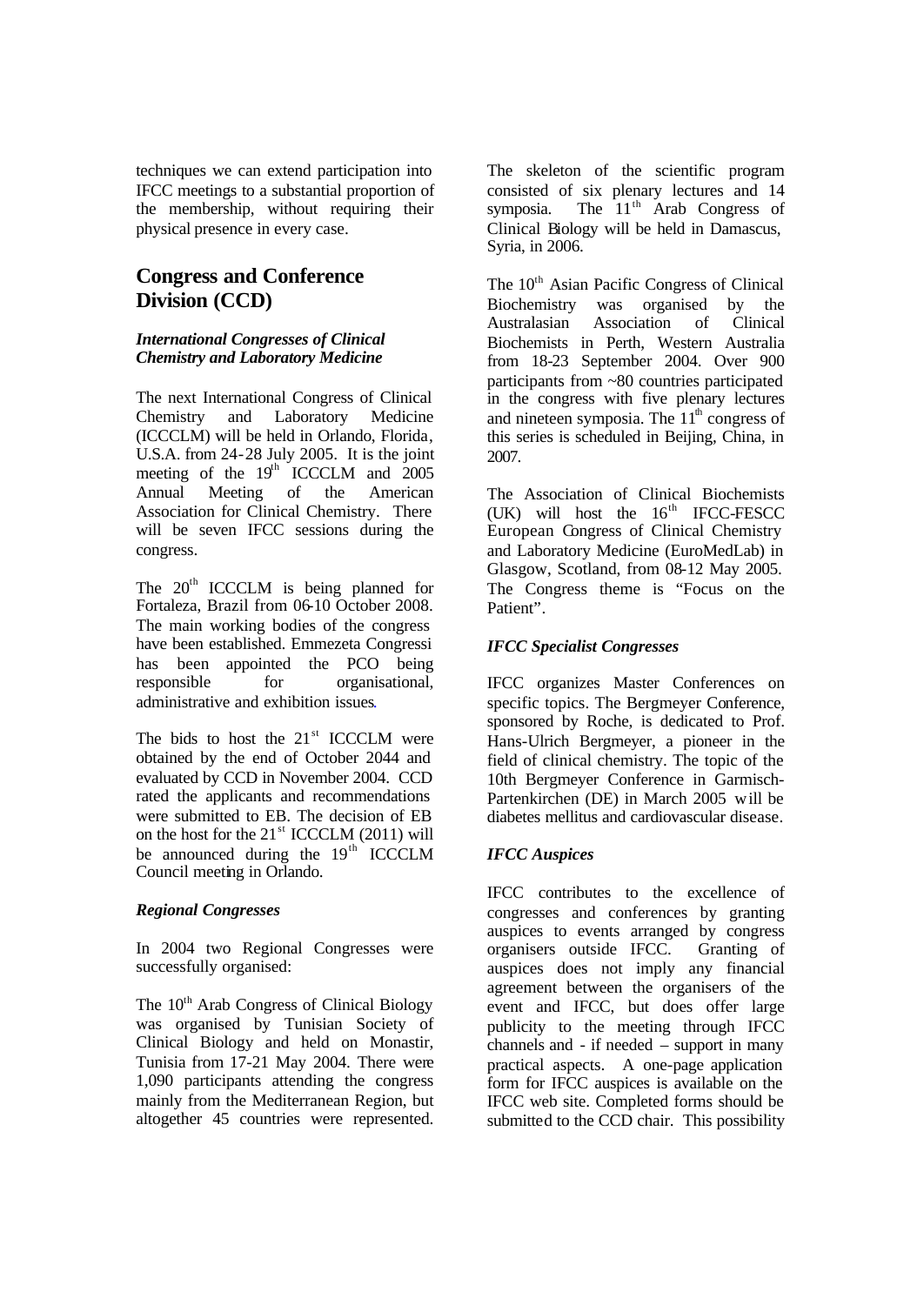techniques we can extend participation into IFCC meetings to a substantial proportion of the membership, without requiring their physical presence in every case.

## Congress and Conference Division (CCD)

### *International Congresses of Clinical Chemistry and Laboratory Medicine*

The next International Congress of Clinical Chemistry and Laboratory Medicine (ICCCLM) will be held in Orlando, Florida, U.S.A. from 24-28 July 2005. It is the joint meeting of the 19th ICCCLM and 2005 Annual Meeting of the American Association for Clinical Chemistry. There will be seven IFCC sessions during the congress.

The 20th ICCCLM is being planned for Fortaleza, Brazil from 06-10 October 2008. The main working bodies of the congress have been established. Emmezeta Congressi has been appointed the PCO being responsible for organisational, administrative and exhibition issues.

The bids to host the 21st ICCCLM were obtained by the end of October 2044 and evaluated by CCD in November 2004. CCD rated the applicants and recommendations were submitted to EB. The decision of EB on the host for the 21st ICCCLM (2011) will be announced during the 19th ICCCLM Council meeting in Orlando.

### *Regional Congresses*

In 2004 two Regional Congresses were successfully organised:

The 10th Arab Congress of Clinical Biology was organised by Tunisian Society of Clinical Biology and held on Monastir, Tunisia from 17-21 May 2004. There were 1,090 participants attending the congress mainly from the Mediterranean Region, but altogether 45 countries were represented. The skeleton of the scientific program consisted of six plenary lectures and 14 symposia. The 11th Arab Congress of Clinical Biology will be held in Damascus, Syria, in 2006.

The 10th Asian Pacific Congress of Clinical Biochemistry was organised by the Australasian Association of Clinical Biochemists in Perth, Western Australia from 18-23 September 2004. Over 900 participants from ~80 countries participated in the congress with five plenary lectures and nineteen symposia. The 11th congress of this series is scheduled in Beijing, China, in 2007.

The Association of Clinical Biochemists (UK) will host the 16th IFCC-FESCC European Congress of Clinical Chemistry and Laboratory Medicine (EuroMedLab) in Glasgow, Scotland, from 08-12 May 2005. The Congress theme is "Focus on the Patient".

### *IFCC Specialist Congresses*

IFCC organizes Master Conferences on specific topics. The Bergmeyer Conference, sponsored by Roche, is dedicated to Prof. Hans-Ulrich Bergmeyer, a pioneer in the field of clinical chemistry. The topic of the 10th Bergmeyer Conference in Garmisch-Partenkirchen (DE) in March 2005 will be diabetes mellitus and cardiovascular disease.

### *IFCC Auspices*

IFCC contributes to the excellence of congresses and conferences by granting auspices to events arranged by congress organisers outside IFCC. Granting of auspices does not imply any financial agreement between the organisers of the event and IFCC, but does offer large publicity to the meeting through IFCC channels and - if needed – support in many practical aspects. A one-page application form for IFCC auspices is available on the IFCC web site. Completed forms should be submitted to the CCD chair. This possibility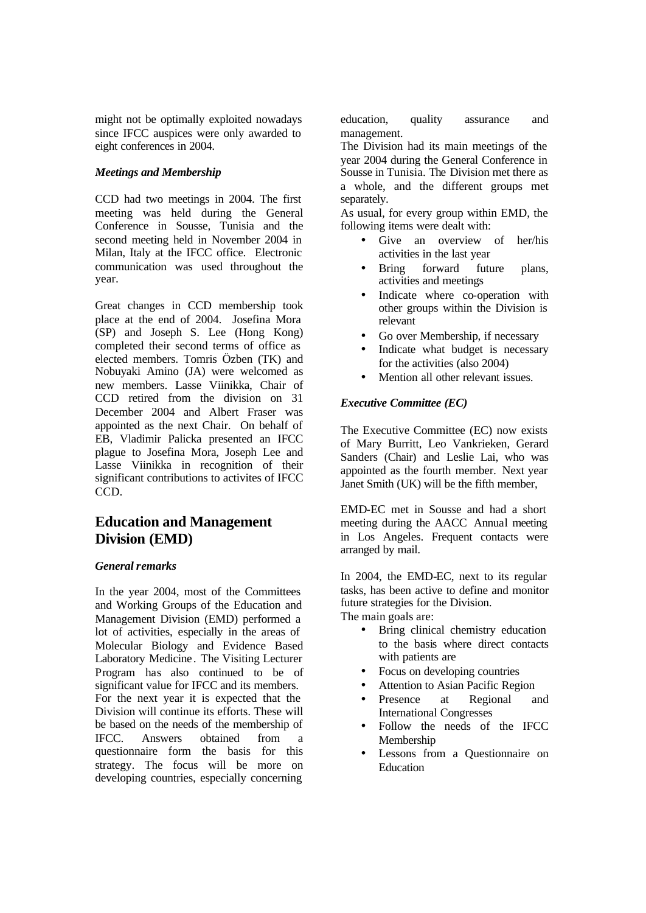might not be optimally exploited nowadays since IFCC auspices were only awarded to eight conferences in 2004.

***Meetings and Membership***

CCD had two meetings in 2004. The first meeting was held during the General Conference in Sousse, Tunisia and the second meeting held in November 2004 in Milan, Italy at the IFCC office. Electronic communication was used throughout the year.

Great changes in CCD membership took place at the end of 2004. Josefina Mora (SP) and Joseph S. Lee (Hong Kong) completed their second terms of office as elected members. Tomris Özben (TK) and Nobuyaki Amino (JA) were welcomed as new members. Lasse Viinikka, Chair of CCD retired from the division on 31 December 2004 and Albert Fraser was appointed as the next Chair. On behalf of EB, Vladimir Palicka presented an IFCC plague to Josefina Mora, Joseph Lee and Lasse Viinikka in recognition of their significant contributions to activites of IFCC CCD.

## Education and Management Division (EMD)

***General remarks***

In the year 2004, most of the Committees and Working Groups of the Education and Management Division (EMD) performed a lot of activities, especially in the areas of Molecular Biology and Evidence Based Laboratory Medicine. The Visiting Lecturer Program has also continued to be of significant value for IFCC and its members. For the next year it is expected that the Division will continue its efforts. These will be based on the needs of the membership of IFCC. Answers obtained from a questionnaire form the basis for this strategy. The focus will be more on developing countries, especially concerning education, quality assurance and management.

The Division had its main meetings of the year 2004 during the General Conference in Sousse in Tunisia. The Division met there as a whole, and the different groups met separately.

As usual, for every group within EMD, the following items were dealt with:

- Give an overview of her/his activities in the last year
- Bring forward future plans, activities and meetings
- Indicate where co-operation with other groups within the Division is relevant
- Go over Membership, if necessary
- Indicate what budget is necessary for the activities (also 2004)
- Mention all other relevant issues.

***Executive Committee (EC)***

The Executive Committee (EC) now exists of Mary Burritt, Leo Vankrieken, Gerard Sanders (Chair) and Leslie Lai, who was appointed as the fourth member. Next year Janet Smith (UK) will be the fifth member,

EMD-EC met in Sousse and had a short meeting during the AACC Annual meeting in Los Angeles. Frequent contacts were arranged by mail.

In 2004, the EMD-EC, next to its regular tasks, has been active to define and monitor future strategies for the Division.

The main goals are:

- Bring clinical chemistry education to the basis where direct contacts with patients are
- Focus on developing countries
- Attention to Asian Pacific Region
- Presence at Regional and International Congresses
- Follow the needs of the IFCC Membership
- Lessons from a Questionnaire on Education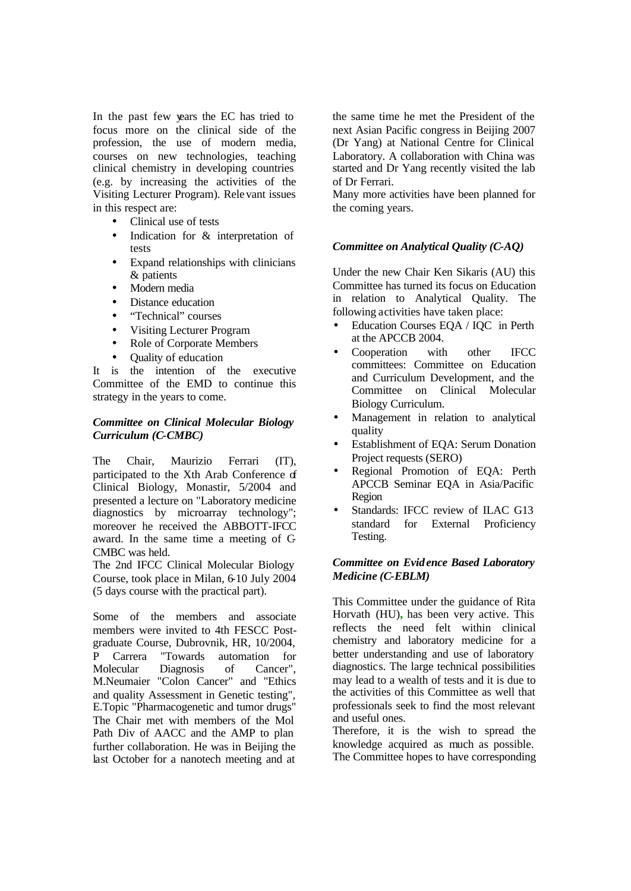In the past few years the EC has tried to focus more on the clinical side of the profession, the use of modern media, courses on new technologies, teaching clinical chemistry in developing countries (e.g. by increasing the activities of the Visiting Lecturer Program). Relevant issues in this respect are:

- Clinical use of tests
- Indication for & interpretation of tests
- Expand relationships with clinicians & patients
- Modern media
- Distance education
- "Technical" courses
- Visiting Lecturer Program
- Role of Corporate Members
- Quality of education

It is the intention of the executive Committee of the EMD to continue this strategy in the years to come.

***Committee on Clinical Molecular Biology Curriculum (C-CMBC)***

The Chair, Maurizio Ferrari (IT), participated to the Xth Arab Conference of Clinical Biology, Monastir, 5/2004 and presented a lecture on "Laboratory medicine diagnostics by microarray technology"; moreover he received the ABBOTT-IFCC award. In the same time a meeting of C-CMBC was held.

The 2nd IFCC Clinical Molecular Biology Course, took place in Milan, 6-10 July 2004 (5 days course with the practical part).

Some of the members and associate members were invited to 4th FESCC Post-graduate Course, Dubrovnik, HR, 10/2004, P Carrera "Towards automation for Molecular Diagnosis of Cancer", M.Neumaier "Colon Cancer" and "Ethics and quality Assessment in Genetic testing", E.Topic "Pharmacogenetic and tumor drugs" The Chair met with members of the Mol Path Div of AACC and the AMP to plan further collaboration. He was in Beijing the last October for a nanotech meeting and at the same time he met the President of the next Asian Pacific congress in Beijing 2007 (Dr Yang) at National Centre for Clinical Laboratory. A collaboration with China was started and Dr Yang recently visited the lab of Dr Ferrari.

Many more activities have been planned for the coming years.

***Committee on Analytical Quality (C-AQ)***

Under the new Chair Ken Sikaris (AU) this Committee has turned its focus on Education in relation to Analytical Quality. The following activities have taken place:

- Education Courses EQA / IQC in Perth at the APCCB 2004.
- Cooperation with other IFCC committees: Committee on Education and Curriculum Development, and the Committee on Clinical Molecular Biology Curriculum.
- Management in relation to analytical quality
- Establishment of EQA: Serum Donation Project requests (SERO)
- Regional Promotion of EQA: Perth APCCB Seminar EQA in Asia/Pacific Region
- Standards: IFCC review of ILAC G13 standard for External Proficiency Testing.

***Committee on Evidence Based Laboratory Medicine (C-EBLM)***

This Committee under the guidance of Rita Horvath (HU), has been very active. This reflects the need felt within clinical chemistry and laboratory medicine for a better understanding and use of laboratory diagnostics. The large technical possibilities may lead to a wealth of tests and it is due to the activities of this Committee as well that professionals seek to find the most relevant and useful ones.

Therefore, it is the wish to spread the knowledge acquired as much as possible. The Committee hopes to have corresponding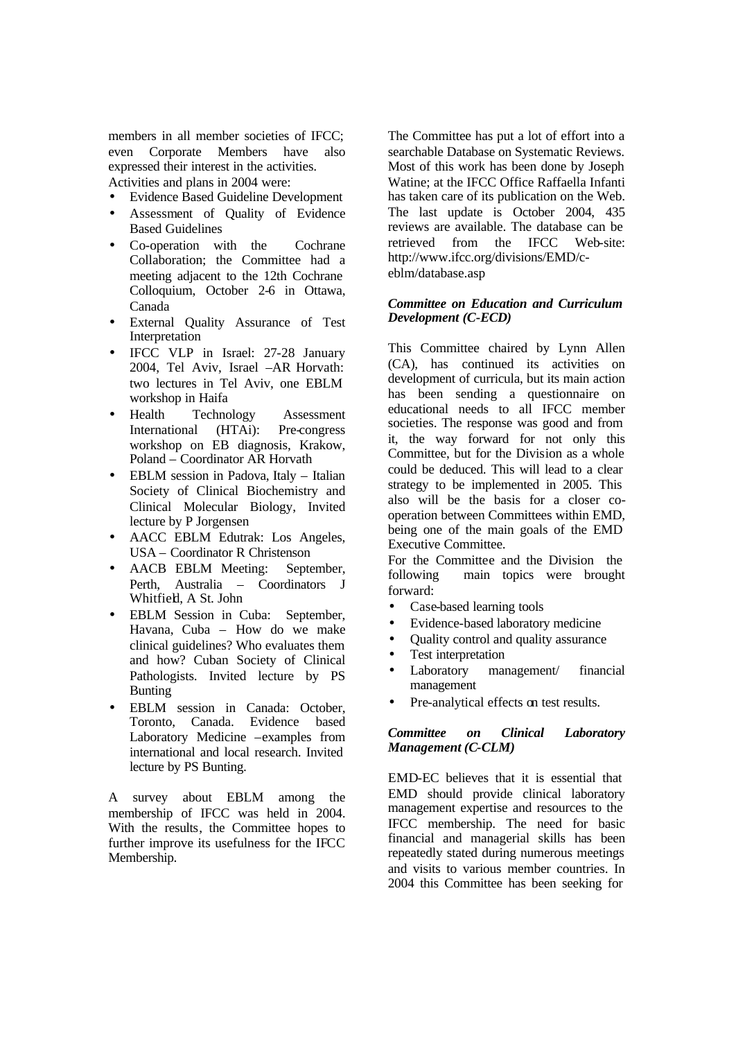members in all member societies of IFCC; even Corporate Members have also expressed their interest in the activities.
Activities and plans in 2004 were:

- Evidence Based Guideline Development
- Assessment of Quality of Evidence Based Guidelines
- Co-operation with the Cochrane Collaboration; the Committee had a meeting adjacent to the 12th Cochrane Colloquium, October 2-6 in Ottawa, Canada
- External Quality Assurance of Test Interpretation
- IFCC VLP in Israel: 27-28 January 2004, Tel Aviv, Israel –AR Horvath: two lectures in Tel Aviv, one EBLM workshop in Haifa
- Health Technology Assessment International (HTAi): Pre-congress workshop on EB diagnosis, Krakow, Poland – Coordinator AR Horvath
- EBLM session in Padova, Italy – Italian Society of Clinical Biochemistry and Clinical Molecular Biology, Invited lecture by P Jorgensen
- AACC EBLM Edutrak: Los Angeles, USA – Coordinator R Christenson
- AACB EBLM Meeting: September, Perth, Australia – Coordinators J Whitfield, A St. John
- EBLM Session in Cuba: September, Havana, Cuba – How do we make clinical guidelines? Who evaluates them and how? Cuban Society of Clinical Pathologists. Invited lecture by PS Bunting
- EBLM session in Canada: October, Toronto, Canada. Evidence based Laboratory Medicine –examples from international and local research. Invited lecture by PS Bunting.

A survey about EBLM among the membership of IFCC was held in 2004. With the results, the Committee hopes to further improve its usefulness for the IFCC Membership.

The Committee has put a lot of effort into a searchable Database on Systematic Reviews. Most of this work has been done by Joseph Watine; at the IFCC Office Raffaella Infanti has taken care of its publication on the Web. The last update is October 2004, 435 reviews are available. The database can be retrieved from the IFCC Web-site: http://www.ifcc.org/divisions/EMD/c-eblm/database.asp

***Committee on Education and Curriculum Development (C-ECD)***

This Committee chaired by Lynn Allen (CA), has continued its activities on development of curricula, but its main action has been sending a questionnaire on educational needs to all IFCC member societies. The response was good and from it, the way forward for not only this Committee, but for the Division as a whole could be deduced. This will lead to a clear strategy to be implemented in 2005. This also will be the basis for a closer co-operation between Committees within EMD, being one of the main goals of the EMD Executive Committee.
For the Committee and the Division the following main topics were brought forward:

- Case-based learning tools
- Evidence-based laboratory medicine
- Quality control and quality assurance
- Test interpretation
- Laboratory management/ financial management
- Pre-analytical effects on test results.

***Committee on Clinical Laboratory Management (C-CLM)***

EMD-EC believes that it is essential that EMD should provide clinical laboratory management expertise and resources to the IFCC membership. The need for basic financial and managerial skills has been repeatedly stated during numerous meetings and visits to various member countries. In 2004 this Committee has been seeking for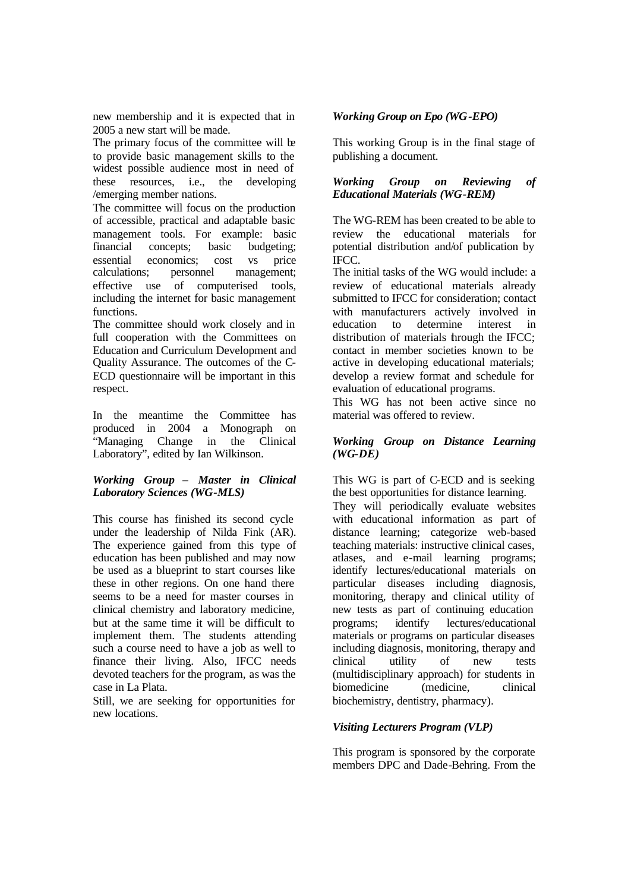new membership and it is expected that in 2005 a new start will be made.

The primary focus of the committee will be to provide basic management skills to the widest possible audience most in need of these resources, i.e., the developing /emerging member nations.

The committee will focus on the production of accessible, practical and adaptable basic management tools. For example: basic financial concepts; basic budgeting; essential economics; cost vs price calculations; personnel management; effective use of computerised tools, including the internet for basic management functions.

The committee should work closely and in full cooperation with the Committees on Education and Curriculum Development and Quality Assurance. The outcomes of the C-ECD questionnaire will be important in this respect.

In the meantime the Committee has produced in 2004 a Monograph on "Managing Change in the Clinical Laboratory", edited by Ian Wilkinson.

***Working Group – Master in Clinical Laboratory Sciences (WG-MLS)***

This course has finished its second cycle under the leadership of Nilda Fink (AR). The experience gained from this type of education has been published and may now be used as a blueprint to start courses like these in other regions. On one hand there seems to be a need for master courses in clinical chemistry and laboratory medicine, but at the same time it will be difficult to implement them. The students attending such a course need to have a job as well to finance their living. Also, IFCC needs devoted teachers for the program, as was the case in La Plata.

Still, we are seeking for opportunities for new locations.

***Working Group on Epo (WG-EPO)***

This working Group is in the final stage of publishing a document.

***Working Group on Reviewing of Educational Materials (WG-REM)***

The WG-REM has been created to be able to review the educational materials for potential distribution and/of publication by IFCC.

The initial tasks of the WG would include: a review of educational materials already submitted to IFCC for consideration; contact with manufacturers actively involved in education to determine interest in distribution of materials through the IFCC; contact in member societies known to be active in developing educational materials; develop a review format and schedule for evaluation of educational programs.

This WG has not been active since no material was offered to review.

***Working Group on Distance Learning (WG-DE)***

This WG is part of C-ECD and is seeking the best opportunities for distance learning.

They will periodically evaluate websites with educational information as part of distance learning; categorize web-based teaching materials: instructive clinical cases, atlases, and e-mail learning programs; identify lectures/educational materials on particular diseases including diagnosis, monitoring, therapy and clinical utility of new tests as part of continuing education programs; identify lectures/educational materials or programs on particular diseases including diagnosis, monitoring, therapy and clinical utility of new tests (multidisciplinary approach) for students in biomedicine (medicine, clinical biochemistry, dentistry, pharmacy).

***Visiting Lecturers Program (VLP)***

This program is sponsored by the corporate members DPC and Dade-Behring. From the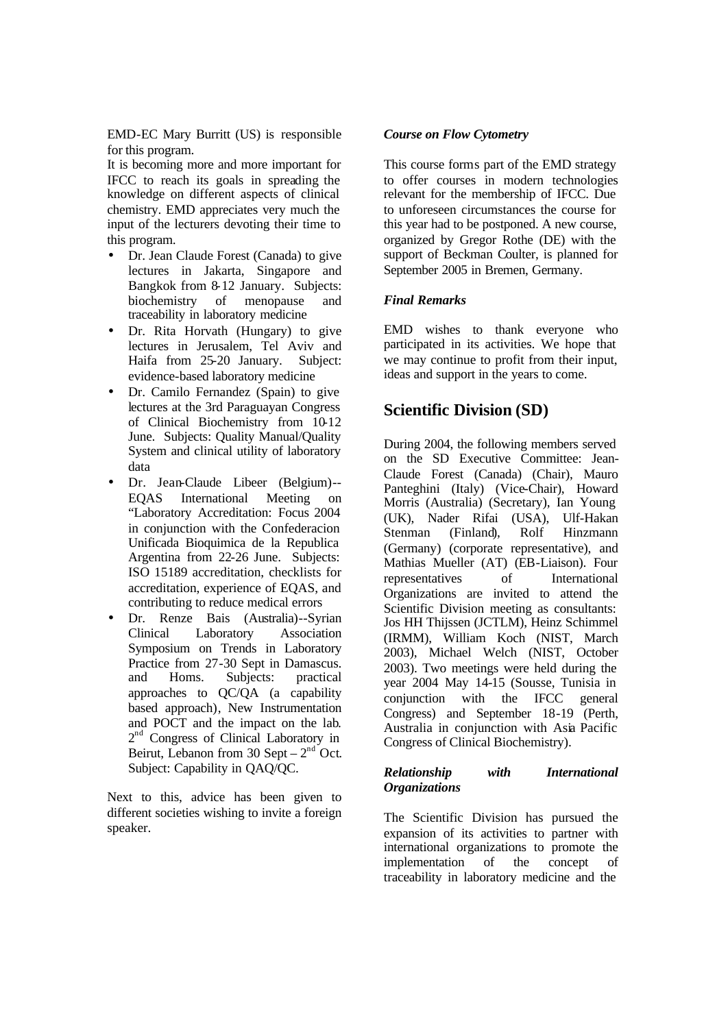EMD-EC Mary Burritt (US) is responsible for this program.

It is becoming more and more important for IFCC to reach its goals in spreading the knowledge on different aspects of clinical chemistry. EMD appreciates very much the input of the lecturers devoting their time to this program.

- Dr. Jean Claude Forest (Canada) to give lectures in Jakarta, Singapore and Bangkok from 8-12 January. Subjects: biochemistry of menopause and traceability in laboratory medicine
- Dr. Rita Horvath (Hungary) to give lectures in Jerusalem, Tel Aviv and Haifa from 25-20 January. Subject: evidence-based laboratory medicine
- Dr. Camilo Fernandez (Spain) to give lectures at the 3rd Paraguayan Congress of Clinical Biochemistry from 10-12 June. Subjects: Quality Manual/Quality System and clinical utility of laboratory data
- Dr. Jean-Claude Libeer (Belgium)--EQAS International Meeting on "Laboratory Accreditation: Focus 2004 in conjunction with the Confederacion Unificada Bioquimica de la Republica Argentina from 22-26 June. Subjects: ISO 15189 accreditation, checklists for accreditation, experience of EQAS, and contributing to reduce medical errors
- Dr. Renze Bais (Australia)--Syrian Clinical Laboratory Association Symposium on Trends in Laboratory Practice from 27-30 Sept in Damascus. and Homs. Subjects: practical approaches to QC/QA (a capability based approach), New Instrumentation and POCT and the impact on the lab. 2nd Congress of Clinical Laboratory in Beirut, Lebanon from 30 Sept – 2nd Oct. Subject: Capability in QAQ/QC.

Next to this, advice has been given to different societies wishing to invite a foreign speaker.

***Course on Flow Cytometry***

This course forms part of the EMD strategy to offer courses in modern technologies relevant for the membership of IFCC. Due to unforeseen circumstances the course for this year had to be postponed. A new course, organized by Gregor Rothe (DE) with the support of Beckman Coulter, is planned for September 2005 in Bremen, Germany.

***Final Remarks***

EMD wishes to thank everyone who participated in its activities. We hope that we may continue to profit from their input, ideas and support in the years to come.

## Scientific Division (SD)

During 2004, the following members served on the SD Executive Committee: Jean-Claude Forest (Canada) (Chair), Mauro Panteghini (Italy) (Vice-Chair), Howard Morris (Australia) (Secretary), Ian Young (UK), Nader Rifai (USA), Ulf-Hakan Stenman (Finland), Rolf Hinzmann (Germany) (corporate representative), and Mathias Mueller (AT) (EB-Liaison). Four representatives of International Organizations are invited to attend the Scientific Division meeting as consultants: Jos HH Thijssen (JCTLM), Heinz Schimmel (IRMM), William Koch (NIST, March 2003), Michael Welch (NIST, October 2003). Two meetings were held during the year 2004 May 14-15 (Sousse, Tunisia in conjunction with the IFCC general Congress) and September 18-19 (Perth, Australia in conjunction with Asia Pacific Congress of Clinical Biochemistry).

***Relationship with International Organizations***

The Scientific Division has pursued the expansion of its activities to partner with international organizations to promote the implementation of the concept of traceability in laboratory medicine and the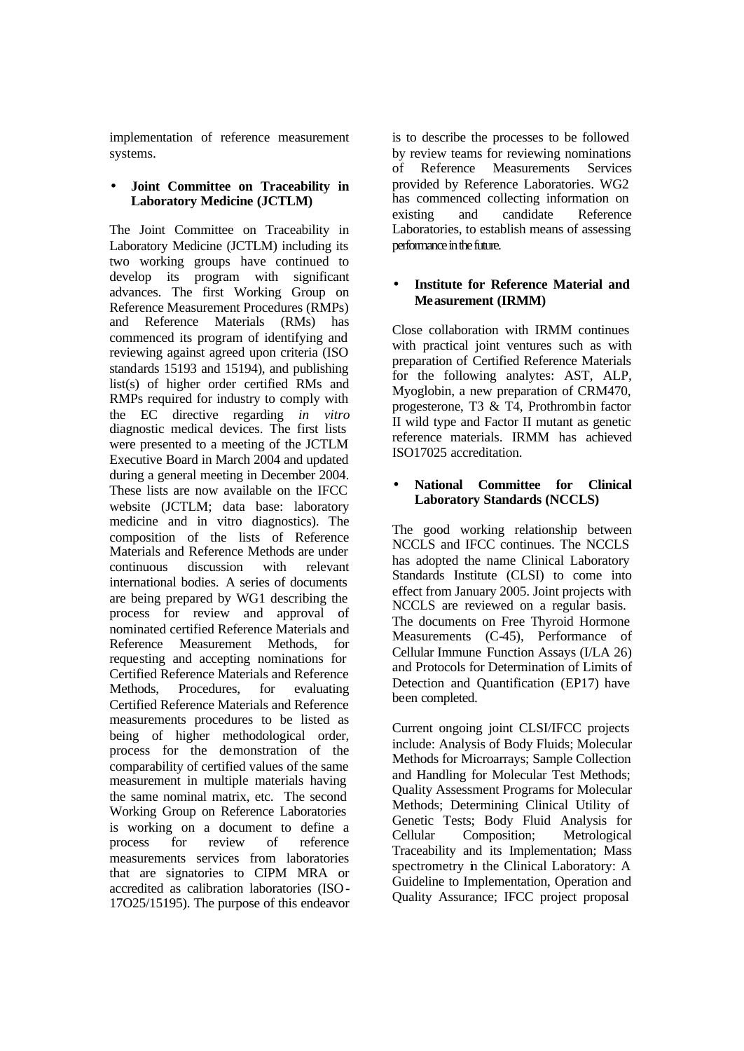implementation of reference measurement systems.

- **Joint Committee on Traceability in Laboratory Medicine (JCTLM)**

The Joint Committee on Traceability in Laboratory Medicine (JCTLM) including its two working groups have continued to develop its program with significant advances. The first Working Group on Reference Measurement Procedures (RMPs) and Reference Materials (RMs) has commenced its program of identifying and reviewing against agreed upon criteria (ISO standards 15193 and 15194), and publishing list(s) of higher order certified RMs and RMPs required for industry to comply with the EC directive regarding *in vitro* diagnostic medical devices. The first lists were presented to a meeting of the JCTLM Executive Board in March 2004 and updated during a general meeting in December 2004. These lists are now available on the IFCC website (JCTLM; data base: laboratory medicine and in vitro diagnostics). The composition of the lists of Reference Materials and Reference Methods are under continuous discussion with relevant international bodies. A series of documents are being prepared by WG1 describing the process for review and approval of nominated certified Reference Materials and Reference Measurement Methods, for requesting and accepting nominations for Certified Reference Materials and Reference Methods, Procedures, for evaluating Certified Reference Materials and Reference measurements procedures to be listed as being of higher methodological order, process for the demonstration of the comparability of certified values of the same measurement in multiple materials having the same nominal matrix, etc. The second Working Group on Reference Laboratories is working on a document to define a process for review of reference measurements services from laboratories that are signatories to CIPM MRA or accredited as calibration laboratories (ISO-17O25/15195). The purpose of this endeavor is to describe the processes to be followed by review teams for reviewing nominations of Reference Measurements Services provided by Reference Laboratories. WG2 has commenced collecting information on existing and candidate Reference Laboratories, to establish means of assessing performance in the future.

- **Institute for Reference Material and Measurement (IRMM)**

Close collaboration with IRMM continues with practical joint ventures such as with preparation of Certified Reference Materials for the following analytes: AST, ALP, Myoglobin, a new preparation of CRM470, progesterone, T3 & T4, Prothrombin factor II wild type and Factor II mutant as genetic reference materials. IRMM has achieved ISO17025 accreditation.

- **National Committee for Clinical Laboratory Standards (NCCLS)**

The good working relationship between NCCLS and IFCC continues. The NCCLS has adopted the name Clinical Laboratory Standards Institute (CLSI) to come into effect from January 2005. Joint projects with NCCLS are reviewed on a regular basis. The documents on Free Thyroid Hormone Measurements (C-45), Performance of Cellular Immune Function Assays (I/LA 26) and Protocols for Determination of Limits of Detection and Quantification (EP17) have been completed.

Current ongoing joint CLSI/IFCC projects include: Analysis of Body Fluids; Molecular Methods for Microarrays; Sample Collection and Handling for Molecular Test Methods; Quality Assessment Programs for Molecular Methods; Determining Clinical Utility of Genetic Tests; Body Fluid Analysis for Cellular Composition; Metrological Traceability and its Implementation; Mass spectrometry in the Clinical Laboratory: A Guideline to Implementation, Operation and Quality Assurance; IFCC project proposal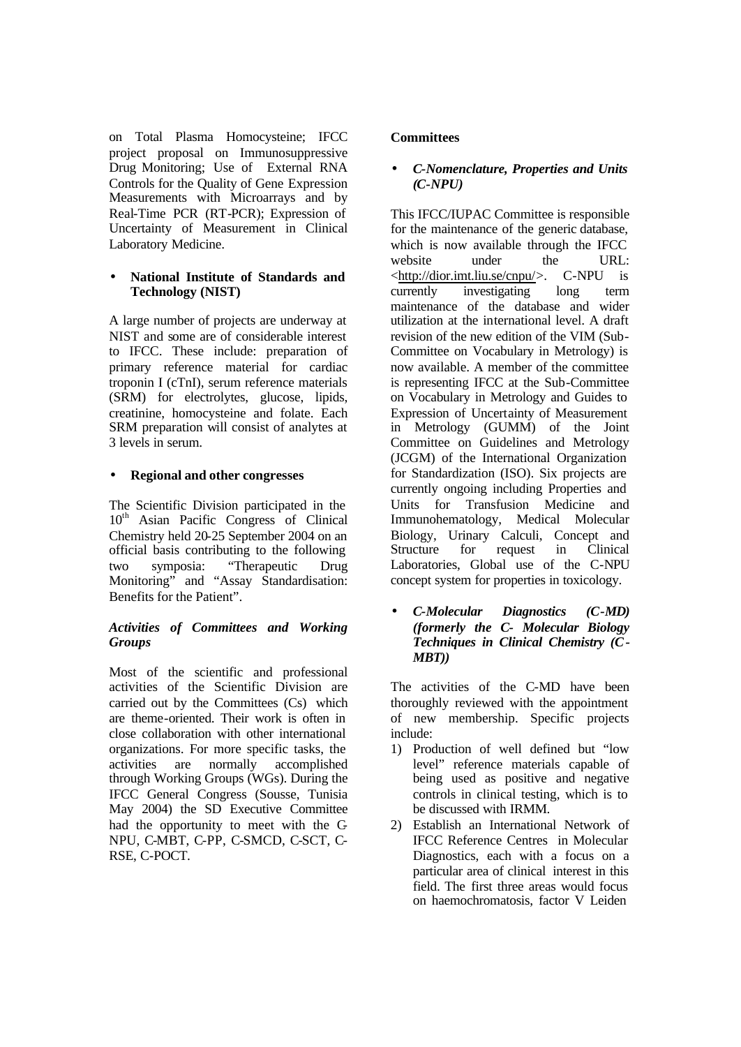on Total Plasma Homocysteine; IFCC project proposal on Immunosuppressive Drug Monitoring; Use of External RNA Controls for the Quality of Gene Expression Measurements with Microarrays and by Real-Time PCR (RT-PCR); Expression of Uncertainty of Measurement in Clinical Laboratory Medicine.

- **National Institute of Standards and Technology (NIST)**

A large number of projects are underway at NIST and some are of considerable interest to IFCC. These include: preparation of primary reference material for cardiac troponin I (cTnI), serum reference materials (SRM) for electrolytes, glucose, lipids, creatinine, homocysteine and folate. Each SRM preparation will consist of analytes at 3 levels in serum.

- **Regional and other congresses**

The Scientific Division participated in the 10th Asian Pacific Congress of Clinical Chemistry held 20-25 September 2004 on an official basis contributing to the following two symposia: "Therapeutic Drug Monitoring" and "Assay Standardisation: Benefits for the Patient".

### *Activities of Committees and Working Groups*

Most of the scientific and professional activities of the Scientific Division are carried out by the Committees (Cs) which are theme-oriented. Their work is often in close collaboration with other international organizations. For more specific tasks, the activities are normally accomplished through Working Groups (WGs). During the IFCC General Congress (Sousse, Tunisia May 2004) the SD Executive Committee had the opportunity to meet with the C-NPU, C-MBT, C-PP, C-SMCD, C-SCT, C-RSE, C-POCT.

### **Committees**

- ***C-Nomenclature, Properties and Units (C-NPU)***

This IFCC/IUPAC Committee is responsible for the maintenance of the generic database, which is now available through the IFCC website under the URL: <http://dior.imt.liu.se/cnpu/>. C-NPU is currently investigating long term maintenance of the database and wider utilization at the international level. A draft revision of the new edition of the VIM (Sub-Committee on Vocabulary in Metrology) is now available. A member of the committee is representing IFCC at the Sub-Committee on Vocabulary in Metrology and Guides to Expression of Uncertainty of Measurement in Metrology (GUMM) of the Joint Committee on Guidelines and Metrology (JCGM) of the International Organization for Standardization (ISO). Six projects are currently ongoing including Properties and Units for Transfusion Medicine and Immunohematology, Medical Molecular Biology, Urinary Calculi, Concept and Structure for request in Clinical Laboratories, Global use of the C-NPU concept system for properties in toxicology.

- ***C-Molecular Diagnostics (C-MD) (formerly the C- Molecular Biology Techniques in Clinical Chemistry (C-MBT))***

The activities of the C-MD have been thoroughly reviewed with the appointment of new membership. Specific projects include:

1) Production of well defined but "low level" reference materials capable of being used as positive and negative controls in clinical testing, which is to be discussed with IRMM.
2) Establish an International Network of IFCC Reference Centres in Molecular Diagnostics, each with a focus on a particular area of clinical interest in this field. The first three areas would focus on haemochromatosis, factor V Leiden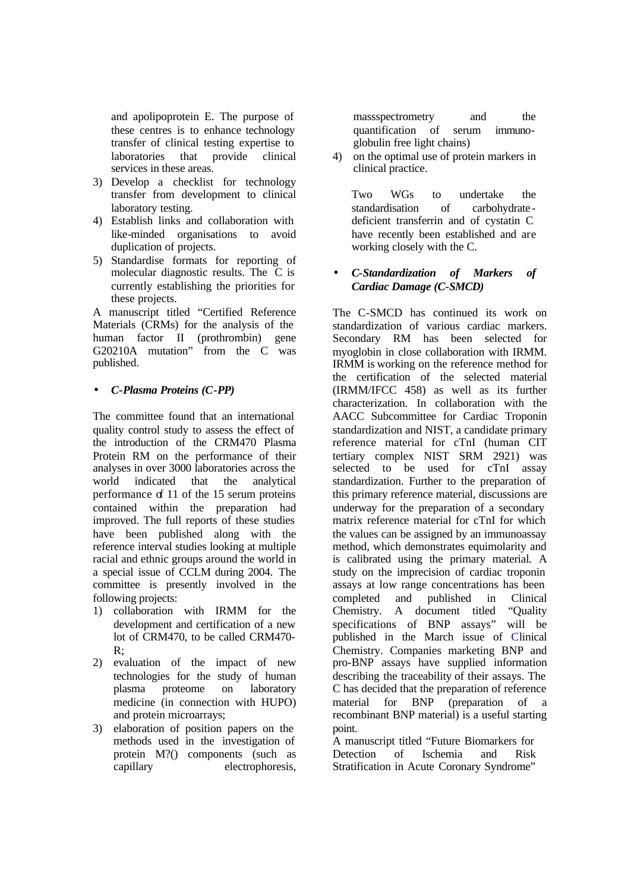and apolipoprotein E. The purpose of these centres is to enhance technology transfer of clinical testing expertise to laboratories that provide clinical services in these areas.

3) Develop a checklist for technology transfer from development to clinical laboratory testing.
4) Establish links and collaboration with like-minded organisations to avoid duplication of projects.
5) Standardise formats for reporting of molecular diagnostic results. The C is currently establishing the priorities for these projects.

A manuscript titled "Certified Reference Materials (CRMs) for the analysis of the human factor II (prothrombin) gene G20210A mutation" from the C was published.

- ***C-Plasma Proteins (C-PP)***

The committee found that an international quality control study to assess the effect of the introduction of the CRM470 Plasma Protein RM on the performance of their analyses in over 3000 laboratories across the world indicated that the analytical performance of 11 of the 15 serum proteins contained within the preparation had improved. The full reports of these studies have been published along with the reference interval studies looking at multiple racial and ethnic groups around the world in a special issue of CCLM during 2004. The committee is presently involved in the following projects:

1) collaboration with IRMM for the development and certification of a new lot of CRM470, to be called CRM470-R;
2) evaluation of the impact of new technologies for the study of human plasma proteome on laboratory medicine (in connection with HUPO) and protein microarrays;
3) elaboration of position papers on the methods used in the investigation of protein M?() components (such as capillary electrophoresis, massspectrometry and the quantification of serum immuno-globulin free light chains)
4) on the optimal use of protein markers in clinical practice.

Two WGs to undertake the standardisation of carbohydrate-deficient transferrin and of cystatin C have recently been established and are working closely with the C.

- ***C-Standardization of Markers of Cardiac Damage (C-SMCD)***

The C-SMCD has continued its work on standardization of various cardiac markers. Secondary RM has been selected for myoglobin in close collaboration with IRMM. IRMM is working on the reference method for the certification of the selected material (IRMM/IFCC 458) as well as its further characterization. In collaboration with the AACC Subcommittee for Cardiac Troponin standardization and NIST, a candidate primary reference material for cTnI (human CIT tertiary complex NIST SRM 2921) was selected to be used for cTnI assay standardization. Further to the preparation of this primary reference material, discussions are underway for the preparation of a secondary matrix reference material for cTnI for which the values can be assigned by an immunoassay method, which demonstrates equimolarity and is calibrated using the primary material. A study on the imprecision of cardiac troponin assays at low range concentrations has been completed and published in Clinical Chemistry. A document titled "Quality specifications of BNP assays" will be published in the March issue of Clinical Chemistry. Companies marketing BNP and pro-BNP assays have supplied information describing the traceability of their assays. The C has decided that the preparation of reference material for BNP (preparation of a recombinant BNP material) is a useful starting point.

A manuscript titled "Future Biomarkers for Detection of Ischemia and Risk Stratification in Acute Coronary Syndrome"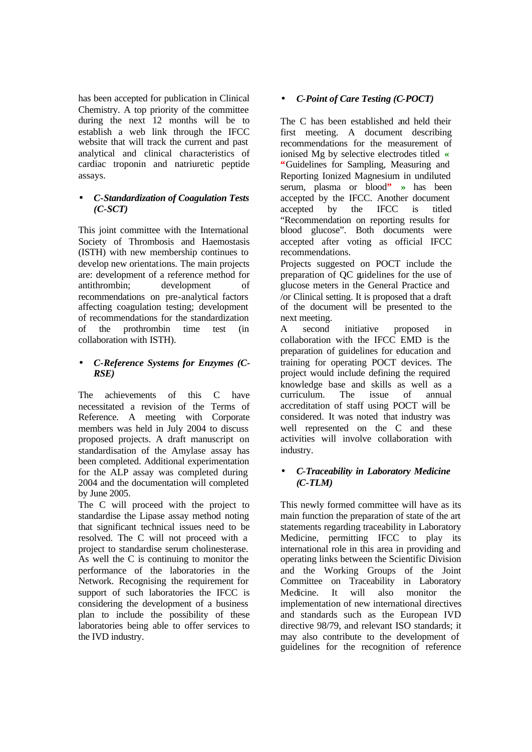has been accepted for publication in Clinical Chemistry. A top priority of the committee during the next 12 months will be to establish a web link through the IFCC website that will track the current and past analytical and clinical characteristics of cardiac troponin and natriuretic peptide assays.

- ***C-Standardization of Coagulation Tests (C-SCT)***

This joint committee with the International Society of Thrombosis and Haemostasis (ISTH) with new membership continues to develop new orientations. The main projects are: development of a reference method for antithrombin; development of recommendations on pre-analytical factors affecting coagulation testing; development of recommendations for the standardization of the prothrombin time test (in collaboration with ISTH).

- ***C-Reference Systems for Enzymes (C-RSE)***

The achievements of this C have necessitated a revision of the Terms of Reference. A meeting with Corporate members was held in July 2004 to discuss proposed projects. A draft manuscript on standardisation of the Amylase assay has been completed. Additional experimentation for the ALP assay was completed during 2004 and the documentation will completed by June 2005.

The C will proceed with the project to standardise the Lipase assay method noting that significant technical issues need to be resolved. The C will not proceed with a project to standardise serum cholinesterase. As well the C is continuing to monitor the performance of the laboratories in the Network. Recognising the requirement for support of such laboratories the IFCC is considering the development of a business plan to include the possibility of these laboratories being able to offer services to the IVD industry.

- ***C-Point of Care Testing (C-POCT)***

The C has been established and held their first meeting. A document describing recommendations for the measurement of ionised Mg by selective electrodes titled « "Guidelines for Sampling, Measuring and Reporting Ionized Magnesium in undiluted serum, plasma or blood" » has been accepted by the IFCC. Another document accepted by the IFCC is titled "Recommendation on reporting results for blood glucose". Both documents were accepted after voting as official IFCC recommendations.

Projects suggested on POCT include the preparation of QC guidelines for the use of glucose meters in the General Practice and /or Clinical setting. It is proposed that a draft of the document will be presented to the next meeting.

A second initiative proposed in collaboration with the IFCC EMD is the preparation of guidelines for education and training for operating POCT devices. The project would include defining the required knowledge base and skills as well as a curriculum. The issue of annual accreditation of staff using POCT will be considered. It was noted that industry was well represented on the C and these activities will involve collaboration with industry.

- ***C-Traceability in Laboratory Medicine (C-TLM)***

This newly formed committee will have as its main function the preparation of state of the art statements regarding traceability in Laboratory Medicine, permitting IFCC to play its international role in this area in providing and operating links between the Scientific Division and the Working Groups of the Joint Committee on Traceability in Laboratory Medicine. It will also monitor the implementation of new international directives and standards such as the European IVD directive 98/79, and relevant ISO standards; it may also contribute to the development of guidelines for the recognition of reference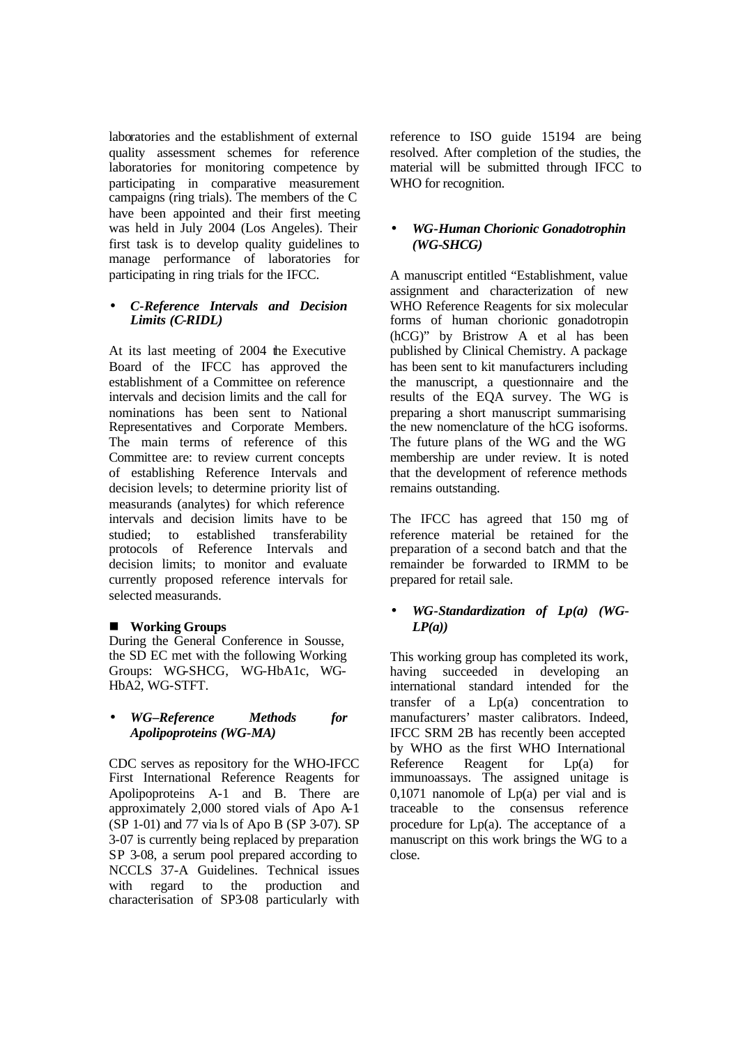laboratories and the establishment of external quality assessment schemes for reference laboratories for monitoring competence by participating in comparative measurement campaigns (ring trials). The members of the C have been appointed and their first meeting was held in July 2004 (Los Angeles). Their first task is to develop quality guidelines to manage performance of laboratories for participating in ring trials for the IFCC.

- ***C-Reference Intervals and Decision Limits (C-RIDL)***

At its last meeting of 2004 the Executive Board of the IFCC has approved the establishment of a Committee on reference intervals and decision limits and the call for nominations has been sent to National Representatives and Corporate Members. The main terms of reference of this Committee are: to review current concepts of establishing Reference Intervals and decision levels; to determine priority list of measurands (analytes) for which reference intervals and decision limits have to be studied; to established transferability protocols of Reference Intervals and decision limits; to monitor and evaluate currently proposed reference intervals for selected measurands.

## Working Groups

During the General Conference in Sousse, the SD EC met with the following Working Groups: WG-SHCG, WG-HbA1c, WG-HbA2, WG-STFT.

- ***WG–Reference Methods for Apolipoproteins (WG-MA)***

CDC serves as repository for the WHO-IFCC First International Reference Reagents for Apolipoproteins A-1 and B. There are approximately 2,000 stored vials of Apo A-1 (SP 1-01) and 77 via ls of Apo B (SP 3-07). SP 3-07 is currently being replaced by preparation SP 3-08, a serum pool prepared according to NCCLS 37-A Guidelines. Technical issues with regard to the production and characterisation of SP3-08 particularly with reference to ISO guide 15194 are being resolved. After completion of the studies, the material will be submitted through IFCC to WHO for recognition.

- ***WG-Human Chorionic Gonadotrophin (WG-SHCG)***

A manuscript entitled "Establishment, value assignment and characterization of new WHO Reference Reagents for six molecular forms of human chorionic gonadotropin (hCG)" by Bristrow A et al has been published by Clinical Chemistry. A package has been sent to kit manufacturers including the manuscript, a questionnaire and the results of the EQA survey. The WG is preparing a short manuscript summarising the new nomenclature of the hCG isoforms. The future plans of the WG and the WG membership are under review. It is noted that the development of reference methods remains outstanding.

The IFCC has agreed that 150 mg of reference material be retained for the preparation of a second batch and that the remainder be forwarded to IRMM to be prepared for retail sale.

- ***WG-Standardization of Lp(a) (WG-LP(a))***

This working group has completed its work, having succeeded in developing an international standard intended for the transfer of a Lp(a) concentration to manufacturers' master calibrators. Indeed, IFCC SRM 2B has recently been accepted by WHO as the first WHO International Reference Reagent for Lp(a) for immunoassays. The assigned unitage is 0,1071 nanomole of Lp(a) per vial and is traceable to the consensus reference procedure for Lp(a). The acceptance of a manuscript on this work brings the WG to a close.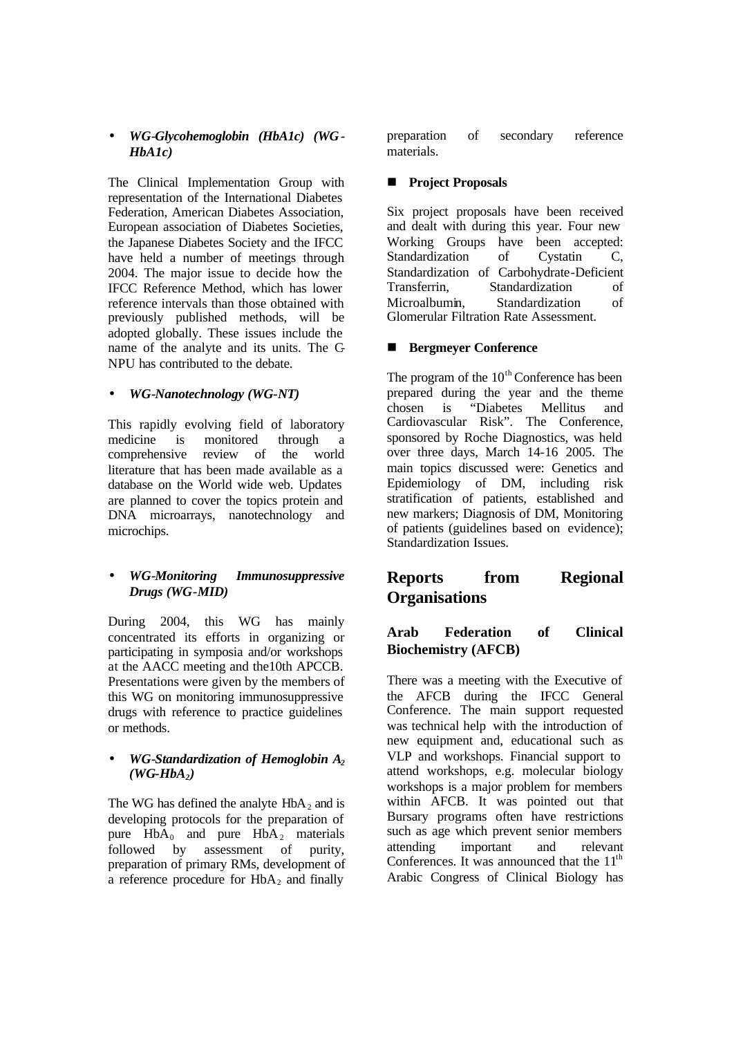- ***WG-Glycohemoglobin (HbA1c) (WG-HbA1c)***

The Clinical Implementation Group with representation of the International Diabetes Federation, American Diabetes Association, European association of Diabetes Societies, the Japanese Diabetes Society and the IFCC have held a number of meetings through 2004. The major issue to decide how the IFCC Reference Method, which has lower reference intervals than those obtained with previously published methods, will be adopted globally. These issues include the name of the analyte and its units. The C-NPU has contributed to the debate.

- ***WG-Nanotechnology (WG-NT)***

This rapidly evolving field of laboratory medicine is monitored through a comprehensive review of the world literature that has been made available as a database on the World wide web. Updates are planned to cover the topics protein and DNA microarrays, nanotechnology and microchips.

- ***WG-Monitoring Immunosuppressive Drugs (WG-MID)***

During 2004, this WG has mainly concentrated its efforts in organizing or participating in symposia and/or workshops at the AACC meeting and the10th APCCB. Presentations were given by the members of this WG on monitoring immunosuppressive drugs with reference to practice guidelines or methods.

- ***WG-Standardization of Hemoglobin $A_2$ (WG-$HbA_2$)***

The WG has defined the analyte $HbA_2$ and is developing protocols for the preparation of pure $HbA_0$ and pure $HbA_2$ materials followed by assessment of purity, preparation of primary RMs, development of a reference procedure for $HbA_2$ and finally preparation of secondary reference materials.

- **Project Proposals**

Six project proposals have been received and dealt with during this year. Four new Working Groups have been accepted: Standardization of Cystatin C, Standardization of Carbohydrate-Deficient Transferrin, Standardization of Microalbumin, Standardization of Glomerular Filtration Rate Assessment.

- **Bergmeyer Conference**

The program of the 10[th] Conference has been prepared during the year and the theme chosen is "Diabetes Mellitus and Cardiovascular Risk". The Conference, sponsored by Roche Diagnostics, was held over three days, March 14-16 2005. The main topics discussed were: Genetics and Epidemiology of DM, including risk stratification of patients, established and new markers; Diagnosis of DM, Monitoring of patients (guidelines based on evidence); Standardization Issues.

## Reports from Regional Organisations

### Arab Federation of Clinical Biochemistry (AFCB)

There was a meeting with the Executive of the AFCB during the IFCC General Conference. The main support requested was technical help with the introduction of new equipment and, educational such as VLP and workshops. Financial support to attend workshops, e.g. molecular biology workshops is a major problem for members within AFCB. It was pointed out that Bursary programs often have restrictions such as age which prevent senior members attending important and relevant Conferences. It was announced that the 11[th] Arabic Congress of Clinical Biology has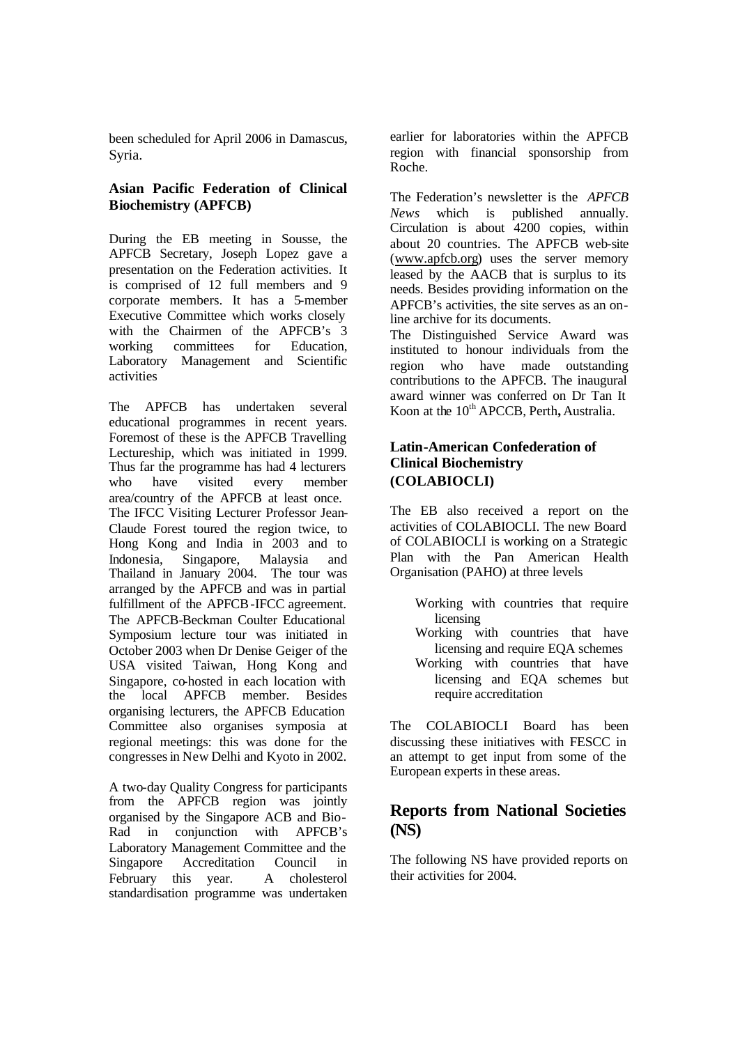been scheduled for April 2006 in Damascus, Syria.

**Asian Pacific Federation of Clinical Biochemistry (APFCB)**

During the EB meeting in Sousse, the APFCB Secretary, Joseph Lopez gave a presentation on the Federation activities. It is comprised of 12 full members and 9 corporate members. It has a 5-member Executive Committee which works closely with the Chairmen of the APFCB's 3 working committees for Education, Laboratory Management and Scientific activities

The APFCB has undertaken several educational programmes in recent years. Foremost of these is the APFCB Travelling Lectureship, which was initiated in 1999. Thus far the programme has had 4 lecturers who have visited every member area/country of the APFCB at least once. The IFCC Visiting Lecturer Professor Jean-Claude Forest toured the region twice, to Hong Kong and India in 2003 and to Indonesia, Singapore, Malaysia and Thailand in January 2004. The tour was arranged by the APFCB and was in partial fulfillment of the APFCB-IFCC agreement. The APFCB-Beckman Coulter Educational Symposium lecture tour was initiated in October 2003 when Dr Denise Geiger of the USA visited Taiwan, Hong Kong and Singapore, co-hosted in each location with the local APFCB member. Besides organising lecturers, the APFCB Education Committee also organises symposia at regional meetings: this was done for the congresses in New Delhi and Kyoto in 2002.

A two-day Quality Congress for participants from the APFCB region was jointly organised by the Singapore ACB and Bio-Rad in conjunction with APFCB's Laboratory Management Committee and the Singapore Accreditation Council in February this year. A cholesterol standardisation programme was undertaken earlier for laboratories within the APFCB region with financial sponsorship from Roche.

The Federation's newsletter is the *APFCB News* which is published annually. Circulation is about 4200 copies, within about 20 countries. The APFCB web-site (www.apfcb.org) uses the server memory leased by the AACB that is surplus to its needs. Besides providing information on the APFCB's activities, the site serves as an on-line archive for its documents.
The Distinguished Service Award was instituted to honour individuals from the region who have made outstanding contributions to the APFCB. The inaugural award winner was conferred on Dr Tan It Koon at the 10th APCCB, Perth, Australia.

**Latin-American Confederation of Clinical Biochemistry (COLABIOCLI)**

The EB also received a report on the activities of COLABIOCLI. The new Board of COLABIOCLI is working on a Strategic Plan with the Pan American Health Organisation (PAHO) at three levels

- Working with countries that require licensing
- Working with countries that have licensing and require EQA schemes
- Working with countries that have licensing and EQA schemes but require accreditation

The COLABIOCLI Board has been discussing these initiatives with FESCC in an attempt to get input from some of the European experts in these areas.

## Reports from National Societies (NS)

The following NS have provided reports on their activities for 2004.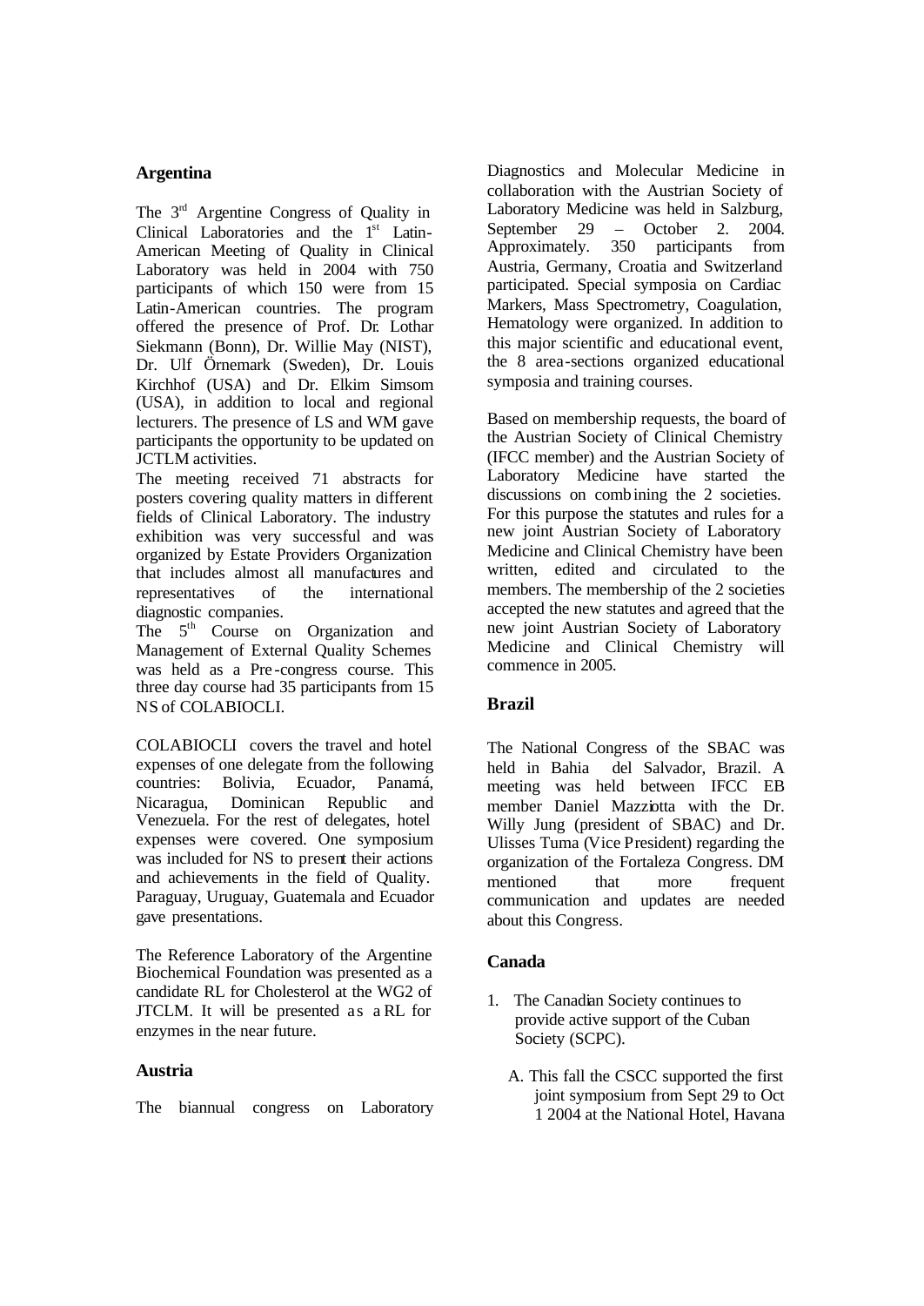## Argentina

The 3rd Argentine Congress of Quality in Clinical Laboratories and the 1st Latin-American Meeting of Quality in Clinical Laboratory was held in 2004 with 750 participants of which 150 were from 15 Latin-American countries. The program offered the presence of Prof. Dr. Lothar Siekmann (Bonn), Dr. Willie May (NIST), Dr. Ulf Örnemark (Sweden), Dr. Louis Kirchhof (USA) and Dr. Elkim Simsom (USA), in addition to local and regional lecturers. The presence of LS and WM gave participants the opportunity to be updated on JCTLM activities.

The meeting received 71 abstracts for posters covering quality matters in different fields of Clinical Laboratory. The industry exhibition was very successful and was organized by Estate Providers Organization that includes almost all manufactures and representatives of the international diagnostic companies.

The 5th Course on Organization and Management of External Quality Schemes was held as a Pre-congress course. This three day course had 35 participants from 15 NS of COLABIOCLI.

COLABIOCLI covers the travel and hotel expenses of one delegate from the following countries: Bolivia, Ecuador, Panamá, Nicaragua, Dominican Republic and Venezuela. For the rest of delegates, hotel expenses were covered. One symposium was included for NS to present their actions and achievements in the field of Quality. Paraguay, Uruguay, Guatemala and Ecuador gave presentations.

The Reference Laboratory of the Argentine Biochemical Foundation was presented as a candidate RL for Cholesterol at the WG2 of JTCLM. It will be presented as a RL for enzymes in the near future.

## Austria

The biannual congress on Laboratory Diagnostics and Molecular Medicine in collaboration with the Austrian Society of Laboratory Medicine was held in Salzburg, September 29 – October 2. 2004. Approximately. 350 participants from Austria, Germany, Croatia and Switzerland participated. Special symposia on Cardiac Markers, Mass Spectrometry, Coagulation, Hematology were organized. In addition to this major scientific and educational event, the 8 area-sections organized educational symposia and training courses.

Based on membership requests, the board of the Austrian Society of Clinical Chemistry (IFCC member) and the Austrian Society of Laboratory Medicine have started the discussions on combining the 2 societies. For this purpose the statutes and rules for a new joint Austrian Society of Laboratory Medicine and Clinical Chemistry have been written, edited and circulated to the members. The membership of the 2 societies accepted the new statutes and agreed that the new joint Austrian Society of Laboratory Medicine and Clinical Chemistry will commence in 2005.

## Brazil

The National Congress of the SBAC was held in Bahia del Salvador, Brazil. A meeting was held between IFCC EB member Daniel Mazziotta with the Dr. Willy Jung (president of SBAC) and Dr. Ulisses Tuma (Vice President) regarding the organization of the Fortaleza Congress. DM mentioned that more frequent communication and updates are needed about this Congress.

## Canada

1. The Canadian Society continues to provide active support of the Cuban Society (SCPC).

   A. This fall the CSCC supported the first joint symposium from Sept 29 to Oct 1 2004 at the National Hotel, Havana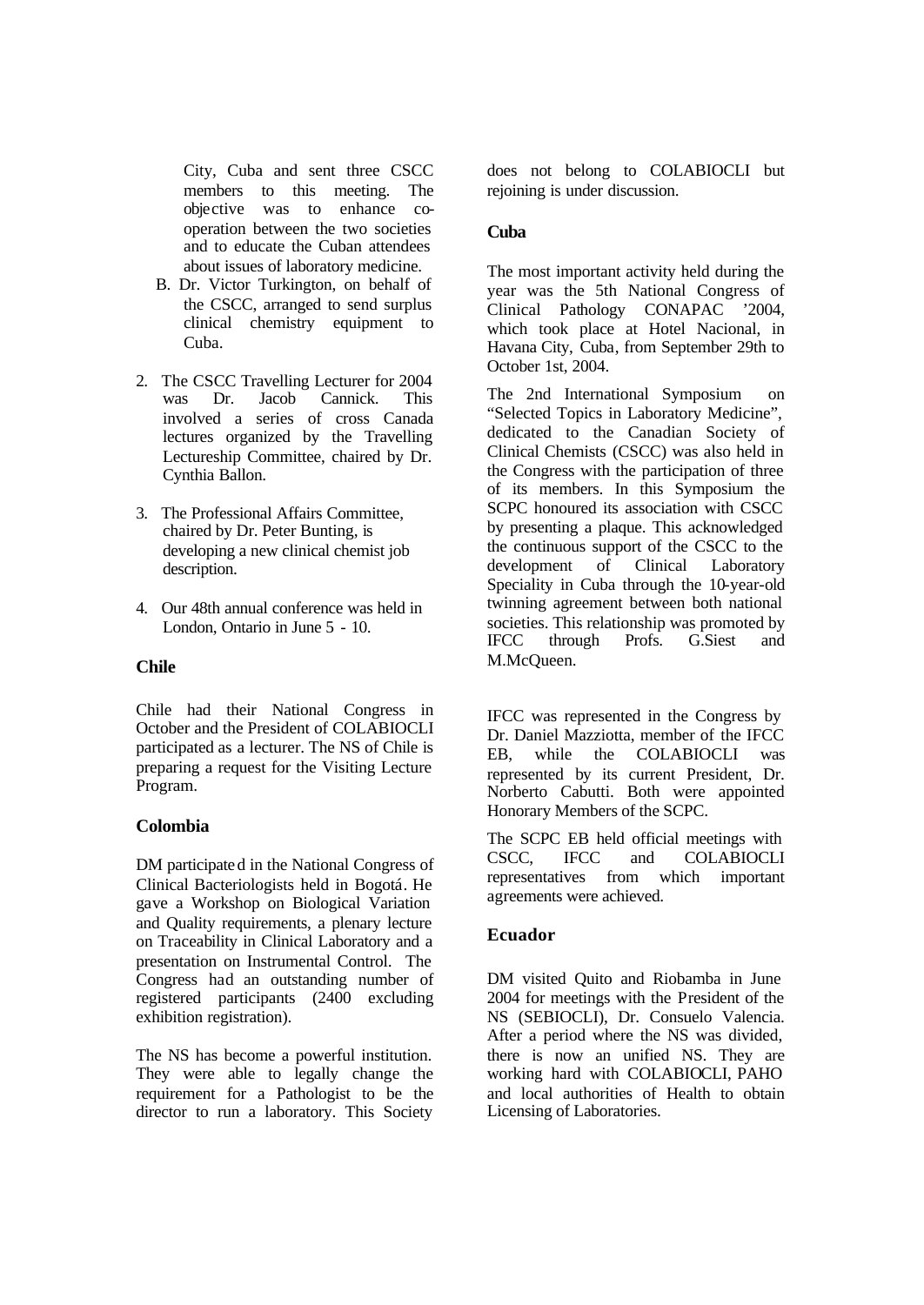City, Cuba and sent three CSCC members to this meeting. The objective was to enhance co-operation between the two societies and to educate the Cuban attendees about issues of laboratory medicine.

B. Dr. Victor Turkington, on behalf of the CSCC, arranged to send surplus clinical chemistry equipment to Cuba.

2. The CSCC Travelling Lecturer for 2004 was Dr. Jacob Cannick. This involved a series of cross Canada lectures organized by the Travelling Lectureship Committee, chaired by Dr. Cynthia Ballon.

3. The Professional Affairs Committee, chaired by Dr. Peter Bunting, is developing a new clinical chemist job description.

4. Our 48th annual conference was held in London, Ontario in June 5 - 10.

**Chile**

Chile had their National Congress in October and the President of COLABIOCLI participated as a lecturer. The NS of Chile is preparing a request for the Visiting Lecture Program.

**Colombia**

DM participated in the National Congress of Clinical Bacteriologists held in Bogotá. He gave a Workshop on Biological Variation and Quality requirements, a plenary lecture on Traceability in Clinical Laboratory and a presentation on Instrumental Control. The Congress had an outstanding number of registered participants (2400 excluding exhibition registration).

The NS has become a powerful institution. They were able to legally change the requirement for a Pathologist to be the director to run a laboratory. This Society does not belong to COLABIOCLI but rejoining is under discussion.

**Cuba**

The most important activity held during the year was the 5th National Congress of Clinical Pathology CONAPAC '2004, which took place at Hotel Nacional, in Havana City, Cuba, from September 29th to October 1st, 2004.

The 2nd International Symposium on "Selected Topics in Laboratory Medicine", dedicated to the Canadian Society of Clinical Chemists (CSCC) was also held in the Congress with the participation of three of its members. In this Symposium the SCPC honoured its association with CSCC by presenting a plaque. This acknowledged the continuous support of the CSCC to the development of Clinical Laboratory Speciality in Cuba through the 10-year-old twinning agreement between both national societies. This relationship was promoted by IFCC through Profs. G.Siest and M.McQueen.

IFCC was represented in the Congress by Dr. Daniel Mazziotta, member of the IFCC EB, while the COLABIOCLI was represented by its current President, Dr. Norberto Cabutti. Both were appointed Honorary Members of the SCPC.

The SCPC EB held official meetings with CSCC, IFCC and COLABIOCLI representatives from which important agreements were achieved.

**Ecuador**

DM visited Quito and Riobamba in June 2004 for meetings with the President of the NS (SEBIOCLI), Dr. Consuelo Valencia. After a period where the NS was divided, there is now an unified NS. They are working hard with COLABIOCLI, PAHO and local authorities of Health to obtain Licensing of Laboratories.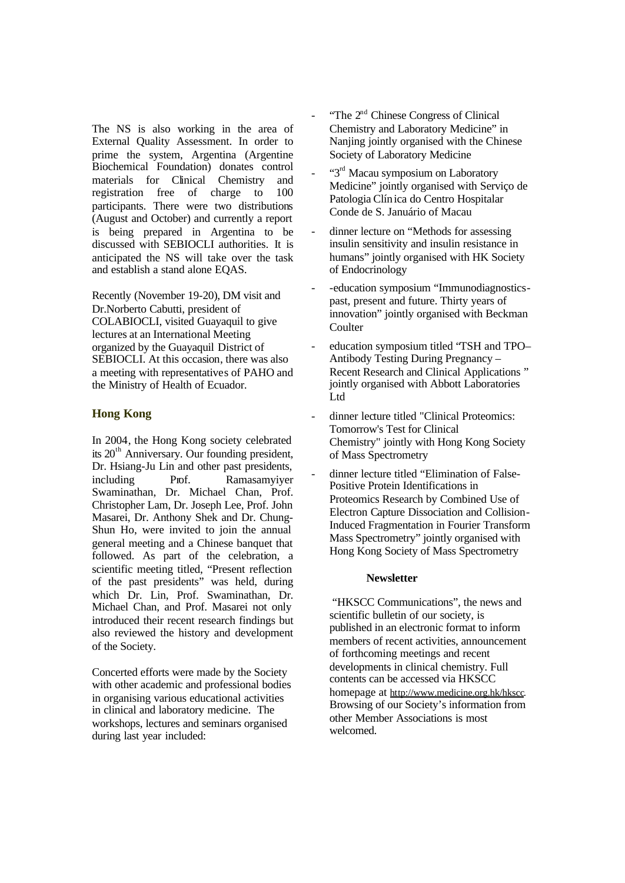The NS is also working in the area of External Quality Assessment. In order to prime the system, Argentina (Argentine Biochemical Foundation) donates control materials for Clinical Chemistry and registration free of charge to 100 participants. There were two distributions (August and October) and currently a report is being prepared in Argentina to be discussed with SEBIOCLI authorities. It is anticipated the NS will take over the task and establish a stand alone EQAS.

Recently (November 19-20), DM visit and Dr.Norberto Cabutti, president of COLABIOCLI, visited Guayaquil to give lectures at an International Meeting organized by the Guayaquil District of SEBIOCLI. At this occasion, there was also a meeting with representatives of PAHO and the Ministry of Health of Ecuador.

## Hong Kong

In 2004, the Hong Kong society celebrated its 20th Anniversary. Our founding president, Dr. Hsiang-Ju Lin and other past presidents, including Prof. Ramasamyiyer Swaminathan, Dr. Michael Chan, Prof. Christopher Lam, Dr. Joseph Lee, Prof. John Masarei, Dr. Anthony Shek and Dr. Chung-Shun Ho, were invited to join the annual general meeting and a Chinese banquet that followed. As part of the celebration, a scientific meeting titled, "Present reflection of the past presidents" was held, during which Dr. Lin, Prof. Swaminathan, Dr. Michael Chan, and Prof. Masarei not only introduced their recent research findings but also reviewed the history and development of the Society.

Concerted efforts were made by the Society with other academic and professional bodies in organising various educational activities in clinical and laboratory medicine. The workshops, lectures and seminars organised during last year included:

- "The 2nd Chinese Congress of Clinical Chemistry and Laboratory Medicine" in Nanjing jointly organised with the Chinese Society of Laboratory Medicine
- "3rd Macau symposium on Laboratory Medicine" jointly organised with Serviço de Patologia Clínica do Centro Hospitalar Conde de S. Januário of Macau
- dinner lecture on "Methods for assessing insulin sensitivity and insulin resistance in humans" jointly organised with HK Society of Endocrinology
- -education symposium "Immunodiagnostics-past, present and future. Thirty years of innovation" jointly organised with Beckman Coulter
- education symposium titled "TSH and TPO–Antibody Testing During Pregnancy – Recent Research and Clinical Applications " jointly organised with Abbott Laboratories Ltd
- dinner lecture titled "Clinical Proteomics: Tomorrow's Test for Clinical Chemistry" jointly with Hong Kong Society of Mass Spectrometry
- dinner lecture titled "Elimination of False-Positive Protein Identifications in Proteomics Research by Combined Use of Electron Capture Dissociation and Collision-Induced Fragmentation in Fourier Transform Mass Spectrometry" jointly organised with Hong Kong Society of Mass Spectrometry

### Newsletter

"HKSCC Communications", the news and scientific bulletin of our society, is published in an electronic format to inform members of recent activities, announcement of forthcoming meetings and recent developments in clinical chemistry. Full contents can be accessed via HKSCC homepage at http://www.medicine.org.hk/hkscc. Browsing of our Society's information from other Member Associations is most welcomed.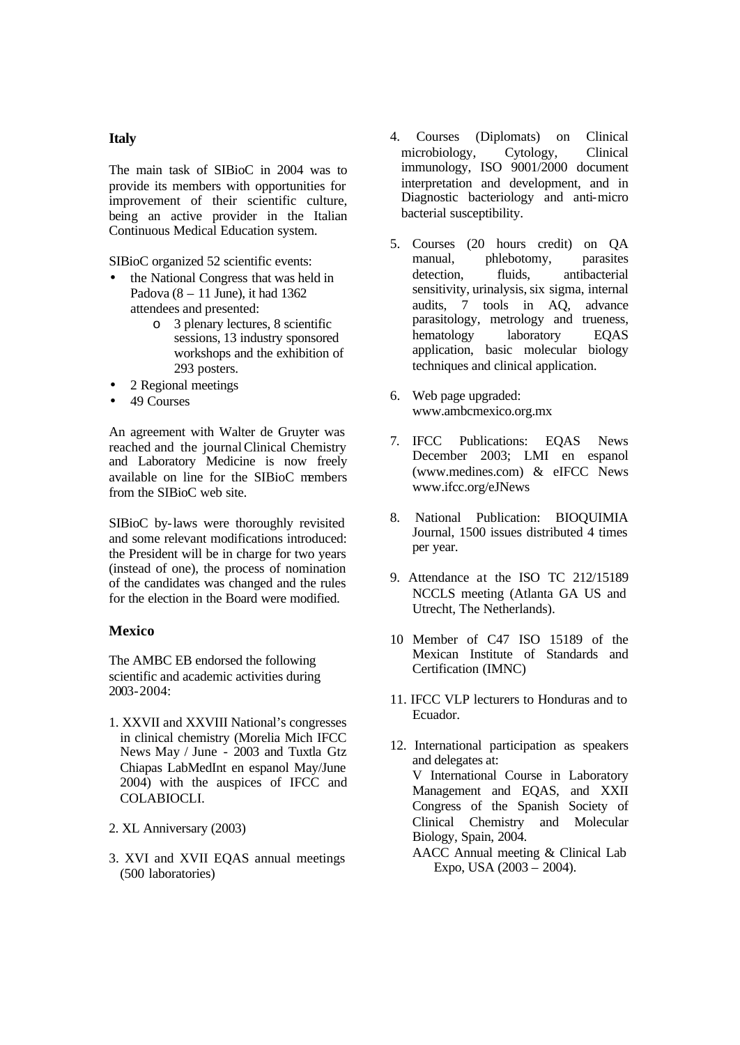## Italy

The main task of SIBioC in 2004 was to provide its members with opportunities for improvement of their scientific culture, being an active provider in the Italian Continuous Medical Education system.

SIBioC organized 52 scientific events:

- the National Congress that was held in Padova (8 – 11 June), it had 1362 attendees and presented:
  - 3 plenary lectures, 8 scientific sessions, 13 industry sponsored workshops and the exhibition of 293 posters.
- 2 Regional meetings
- 49 Courses

An agreement with Walter de Gruyter was reached and the journal Clinical Chemistry and Laboratory Medicine is now freely available on line for the SIBioC members from the SIBioC web site.

SIBioC by-laws were thoroughly revisited and some relevant modifications introduced: the President will be in charge for two years (instead of one), the process of nomination of the candidates was changed and the rules for the election in the Board were modified.

## Mexico

The AMBC EB endorsed the following scientific and academic activities during 2003-2004:

1. XXVII and XXVIII National's congresses in clinical chemistry (Morelia Mich IFCC News May / June - 2003 and Tuxtla Gtz Chiapas LabMedInt en espanol May/June 2004) with the auspices of IFCC and COLABIOCLI.

2. XL Anniversary (2003)

3. XVI and XVII EQAS annual meetings (500 laboratories)

4. Courses (Diplomats) on Clinical microbiology, Cytology, Clinical immunology, ISO 9001/2000 document interpretation and development, and in Diagnostic bacteriology and anti-micro bacterial susceptibility.

5. Courses (20 hours credit) on QA manual, phlebotomy, parasites detection, fluids, antibacterial sensitivity, urinalysis, six sigma, internal audits, 7 tools in AQ, advance parasitology, metrology and trueness, hematology laboratory EQAS application, basic molecular biology techniques and clinical application.

6. Web page upgraded: www.ambcmexico.org.mx

7. IFCC Publications: EQAS News December 2003; LMI en espanol (www.medines.com) & eIFCC News www.ifcc.org/eJNews

8. National Publication: BIOQUIMIA Journal, 1500 issues distributed 4 times per year.

9. Attendance at the ISO TC 212/15189 NCCLS meeting (Atlanta GA US and Utrecht, The Netherlands).

10 Member of C47 ISO 15189 of the Mexican Institute of Standards and Certification (IMNC)

11. IFCC VLP lecturers to Honduras and to Ecuador.

12. International participation as speakers and delegates at:
    V International Course in Laboratory Management and EQAS, and XXII Congress of the Spanish Society of Clinical Chemistry and Molecular Biology, Spain, 2004.
    AACC Annual meeting & Clinical Lab Expo, USA (2003 – 2004).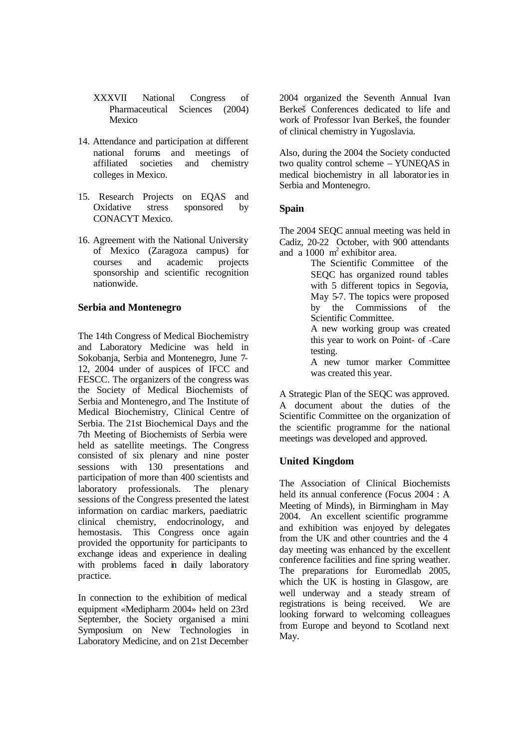XXXVII National Congress of Pharmaceutical Sciences (2004) Mexico

14. Attendance and participation at different national forums and meetings of affiliated societies and chemistry colleges in Mexico.

15. Research Projects on EQAS and Oxidative stress sponsored by CONACYT Mexico.

16. Agreement with the National University of Mexico (Zaragoza campus) for courses and academic projects sponsorship and scientific recognition nationwide.

## Serbia and Montenegro

The 14th Congress of Medical Biochemistry and Laboratory Medicine was held in Sokobanja, Serbia and Montenegro, June 7-12, 2004 under of auspices of IFCC and FESCC. The organizers of the congress was the Society of Medical Biochemists of Serbia and Montenegro, and The Institute of Medical Biochemistry, Clinical Centre of Serbia. The 21st Biochemical Days and the 7th Meeting of Biochemists of Serbia were held as satellite meetings. The Congress consisted of six plenary and nine poster sessions with 130 presentations and participation of more than 400 scientists and laboratory professionals. The plenary sessions of the Congress presented the latest information on cardiac markers, paediatric clinical chemistry, endocrinology, and hemostasis. This Congress once again provided the opportunity for participants to exchange ideas and experience in dealing with problems faced in daily laboratory practice.

In connection to the exhibition of medical equipment «Medipharm 2004» held on 23rd September, the Society organised a mini Symposium on New Technologies in Laboratory Medicine, and on 21st December 2004 organized the Seventh Annual Ivan Berkeš Conferences dedicated to life and work of Professor Ivan Berkeš, the founder of clinical chemistry in Yugoslavia.

Also, during the 2004 the Society conducted two quality control scheme – YUNEQAS in medical biochemistry in all laboratories in Serbia and Montenegro.

## Spain

The 2004 SEQC annual meeting was held in Cadiz, 20-22 October, with 900 attendants and a 1000 $m^2$ exhibitor area.

The Scientific Committee of the SEQC has organized round tables with 5 different topics in Segovia, May 5-7. The topics were proposed by the Commissions of the Scientific Committee.

A new working group was created this year to work on Point- of -Care testing.

A new tumor marker Committee was created this year.

A Strategic Plan of the SEQC was approved. A document about the duties of the Scientific Committee on the organization of the scientific programme for the national meetings was developed and approved.

## United Kingdom

The Association of Clinical Biochemists held its annual conference (Focus 2004 : A Meeting of Minds), in Birmingham in May 2004. An excellent scientific programme and exhibition was enjoyed by delegates from the UK and other countries and the 4 day meeting was enhanced by the excellent conference facilities and fine spring weather. The preparations for Euromedlab 2005, which the UK is hosting in Glasgow, are well underway and a steady stream of registrations is being received. We are looking forward to welcoming colleagues from Europe and beyond to Scotland next May.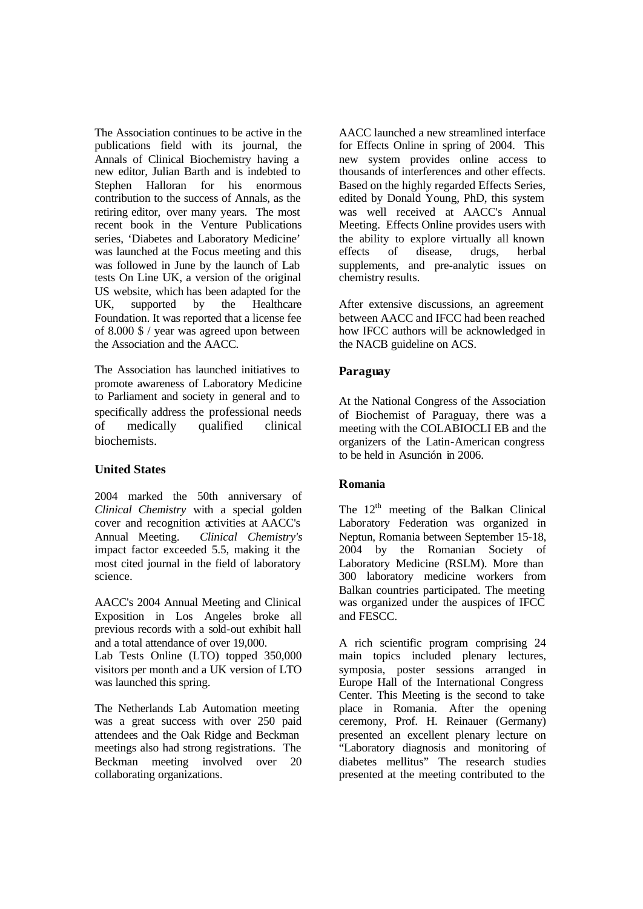The Association continues to be active in the publications field with its journal, the Annals of Clinical Biochemistry having a new editor, Julian Barth and is indebted to Stephen Halloran for his enormous contribution to the success of Annals, as the retiring editor, over many years. The most recent book in the Venture Publications series, 'Diabetes and Laboratory Medicine' was launched at the Focus meeting and this was followed in June by the launch of Lab tests On Line UK, a version of the original US website, which has been adapted for the UK, supported by the Healthcare Foundation. It was reported that a license fee of 8.000 $ / year was agreed upon between the Association and the AACC.

The Association has launched initiatives to promote awareness of Laboratory Medicine to Parliament and society in general and to specifically address the professional needs of medically qualified clinical biochemists.

### United States

2004 marked the 50th anniversary of *Clinical Chemistry* with a special golden cover and recognition activities at AACC's Annual Meeting. *Clinical Chemistry's* impact factor exceeded 5.5, making it the most cited journal in the field of laboratory science.

AACC's 2004 Annual Meeting and Clinical Exposition in Los Angeles broke all previous records with a sold-out exhibit hall and a total attendance of over 19,000.
Lab Tests Online (LTO) topped 350,000 visitors per month and a UK version of LTO was launched this spring.

The Netherlands Lab Automation meeting was a great success with over 250 paid attendees and the Oak Ridge and Beckman meetings also had strong registrations. The Beckman meeting involved over 20 collaborating organizations.

AACC launched a new streamlined interface for Effects Online in spring of 2004. This new system provides online access to thousands of interferences and other effects. Based on the highly regarded Effects Series, edited by Donald Young, PhD, this system was well received at AACC's Annual Meeting. Effects Online provides users with the ability to explore virtually all known effects of disease, drugs, herbal supplements, and pre-analytic issues on chemistry results.

After extensive discussions, an agreement between AACC and IFCC had been reached how IFCC authors will be acknowledged in the NACB guideline on ACS.

### Paraguay

At the National Congress of the Association of Biochemist of Paraguay, there was a meeting with the COLABIOCLI EB and the organizers of the Latin-American congress to be held in Asunción in 2006.

### Romania

The 12th meeting of the Balkan Clinical Laboratory Federation was organized in Neptun, Romania between September 15-18, 2004 by the Romanian Society of Laboratory Medicine (RSLM). More than 300 laboratory medicine workers from Balkan countries participated. The meeting was organized under the auspices of IFCC and FESCC.

A rich scientific program comprising 24 main topics included plenary lectures, symposia, poster sessions arranged in Europe Hall of the International Congress Center. This Meeting is the second to take place in Romania. After the opening ceremony, Prof. H. Reinauer (Germany) presented an excellent plenary lecture on "Laboratory diagnosis and monitoring of diabetes mellitus" The research studies presented at the meeting contributed to the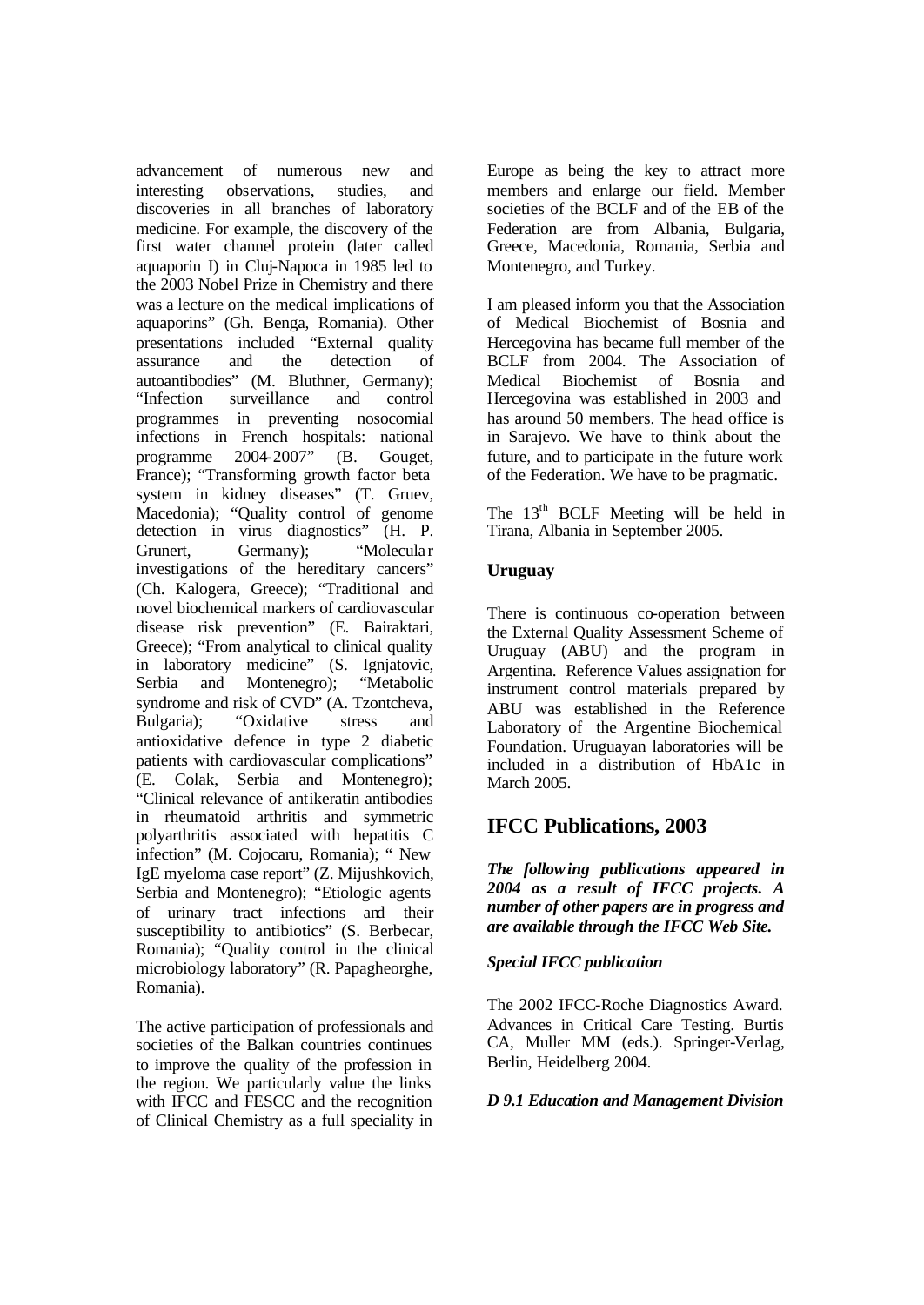advancement of numerous new and interesting observations, studies, and discoveries in all branches of laboratory medicine. For example, the discovery of the first water channel protein (later called aquaporin I) in Cluj-Napoca in 1985 led to the 2003 Nobel Prize in Chemistry and there was a lecture on the medical implications of aquaporins" (Gh. Benga, Romania). Other presentations included "External quality assurance and the detection of autoantibodies" (M. Bluthner, Germany); "Infection surveillance and control programmes in preventing nosocomial infections in French hospitals: national programme 2004-2007" (B. Gouget, France); "Transforming growth factor beta system in kidney diseases" (T. Gruev, Macedonia); "Quality control of genome detection in virus diagnostics" (H. P. Grunert, Germany); "Molecular investigations of the hereditary cancers" (Ch. Kalogera, Greece); "Traditional and novel biochemical markers of cardiovascular disease risk prevention" (E. Bairaktari, Greece); "From analytical to clinical quality in laboratory medicine" (S. Ignjatovic, Serbia and Montenegro); "Metabolic syndrome and risk of CVD" (A. Tzontcheva, Bulgaria); "Oxidative stress and antioxidative defence in type 2 diabetic patients with cardiovascular complications" (E. Colak, Serbia and Montenegro); "Clinical relevance of antikeratin antibodies in rheumatoid arthritis and symmetric polyarthritis associated with hepatitis C infection" (M. Cojocaru, Romania); " New IgE myeloma case report" (Z. Mijushkovich, Serbia and Montenegro); "Etiologic agents of urinary tract infections and their susceptibility to antibiotics" (S. Berbecar, Romania); "Quality control in the clinical microbiology laboratory" (R. Papagheorghe, Romania).

The active participation of professionals and societies of the Balkan countries continues to improve the quality of the profession in the region. We particularly value the links with IFCC and FESCC and the recognition of Clinical Chemistry as a full speciality in Europe as being the key to attract more members and enlarge our field. Member societies of the BCLF and of the EB of the Federation are from Albania, Bulgaria, Greece, Macedonia, Romania, Serbia and Montenegro, and Turkey.

I am pleased inform you that the Association of Medical Biochemist of Bosnia and Hercegovina has became full member of the BCLF from 2004. The Association of Medical Biochemist of Bosnia and Hercegovina was established in 2003 and has around 50 members. The head office is in Sarajevo. We have to think about the future, and to participate in the future work of the Federation. We have to be pragmatic.

The 13th BCLF Meeting will be held in Tirana, Albania in September 2005.

### Uruguay

There is continuous co-operation between the External Quality Assessment Scheme of Uruguay (ABU) and the program in Argentina. Reference Values assignation for instrument control materials prepared by ABU was established in the Reference Laboratory of the Argentine Biochemical Foundation. Uruguayan laboratories will be included in a distribution of HbA1c in March 2005.

## IFCC Publications, 2003

***The following publications appeared in 2004 as a result of IFCC projects. A number of other papers are in progress and are available through the IFCC Web Site.***

***Special IFCC publication***

The 2002 IFCC-Roche Diagnostics Award. Advances in Critical Care Testing. Burtis CA, Muller MM (eds.). Springer-Verlag, Berlin, Heidelberg 2004.

***D 9.1 Education and Management Division***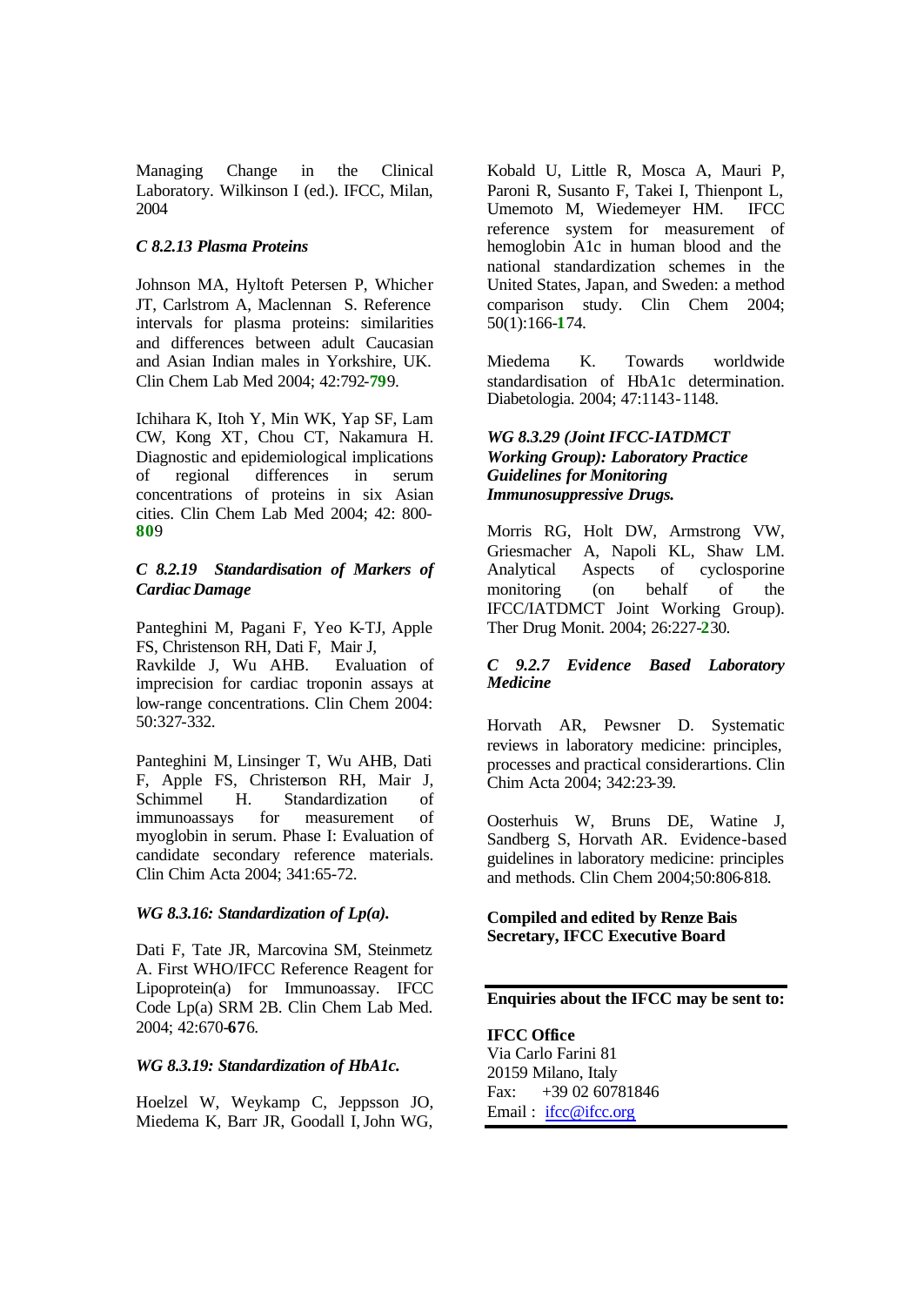Managing Change in the Clinical Laboratory. Wilkinson I (ed.). IFCC, Milan, 2004

### *C 8.2.13 Plasma Proteins*

Johnson MA, Hyltoft Petersen P, Whicher JT, Carlstrom A, Maclennan S. Reference intervals for plasma proteins: similarities and differences between adult Caucasian and Asian Indian males in Yorkshire, UK. Clin Chem Lab Med 2004; 42:792-799.

Ichihara K, Itoh Y, Min WK, Yap SF, Lam CW, Kong XT, Chou CT, Nakamura H. Diagnostic and epidemiological implications of regional differences in serum concentrations of proteins in six Asian cities. Clin Chem Lab Med 2004; 42: 800-809

### *C 8.2.19 Standardisation of Markers of Cardiac Damage*

Panteghini M, Pagani F, Yeo K-TJ, Apple FS, Christenson RH, Dati F, Mair J, Ravkilde J, Wu AHB. Evaluation of imprecision for cardiac troponin assays at low-range concentrations. Clin Chem 2004: 50:327-332.

Panteghini M, Linsinger T, Wu AHB, Dati F, Apple FS, Christenson RH, Mair J, Schimmel H. Standardization of immunoassays for measurement of myoglobin in serum. Phase I: Evaluation of candidate secondary reference materials. Clin Chim Acta 2004; 341:65-72.

### *WG 8.3.16: Standardization of Lp(a).*

Dati F, Tate JR, Marcovina SM, Steinmetz A. First WHO/IFCC Reference Reagent for Lipoprotein(a) for Immunoassay. IFCC Code Lp(a) SRM 2B. Clin Chem Lab Med. 2004; 42:670-676.

### *WG 8.3.19: Standardization of HbA1c.*

Hoelzel W, Weykamp C, Jeppsson JO, Miedema K, Barr JR, Goodall I, John WG, Kobald U, Little R, Mosca A, Mauri P, Paroni R, Susanto F, Takei I, Thienpont L, Umemoto M, Wiedemeyer HM. IFCC reference system for measurement of hemoglobin A1c in human blood and the national standardization schemes in the United States, Japan, and Sweden: a method comparison study. Clin Chem 2004; 50(1):166-174.

Miedema K. Towards worldwide standardisation of HbA1c determination. Diabetologia. 2004; 47:1143-1148.

### *WG 8.3.29 (Joint IFCC-IATDMCT Working Group): Laboratory Practice Guidelines for Monitoring Immunosuppressive Drugs.*

Morris RG, Holt DW, Armstrong VW, Griesmacher A, Napoli KL, Shaw LM. Analytical Aspects of cyclosporine monitoring (on behalf of the IFCC/IATDMCT Joint Working Group). Ther Drug Monit. 2004; 26:227-230.

### *C 9.2.7 Evidence Based Laboratory Medicine*

Horvath AR, Pewsner D. Systematic reviews in laboratory medicine: principles, processes and practical considerartions. Clin Chim Acta 2004; 342:23-39.

Oosterhuis W, Bruns DE, Watine J, Sandberg S, Horvath AR. Evidence-based guidelines in laboratory medicine: principles and methods. Clin Chem 2004;50:806-818.

**Compiled and edited by Renze Bais**
**Secretary, IFCC Executive Board**

---

**Enquiries about the IFCC may be sent to:**

**IFCC Office**
Via Carlo Farini 81
20159 Milano, Italy
Fax: +39 02 60781846
Email : ifcc@ifcc.org